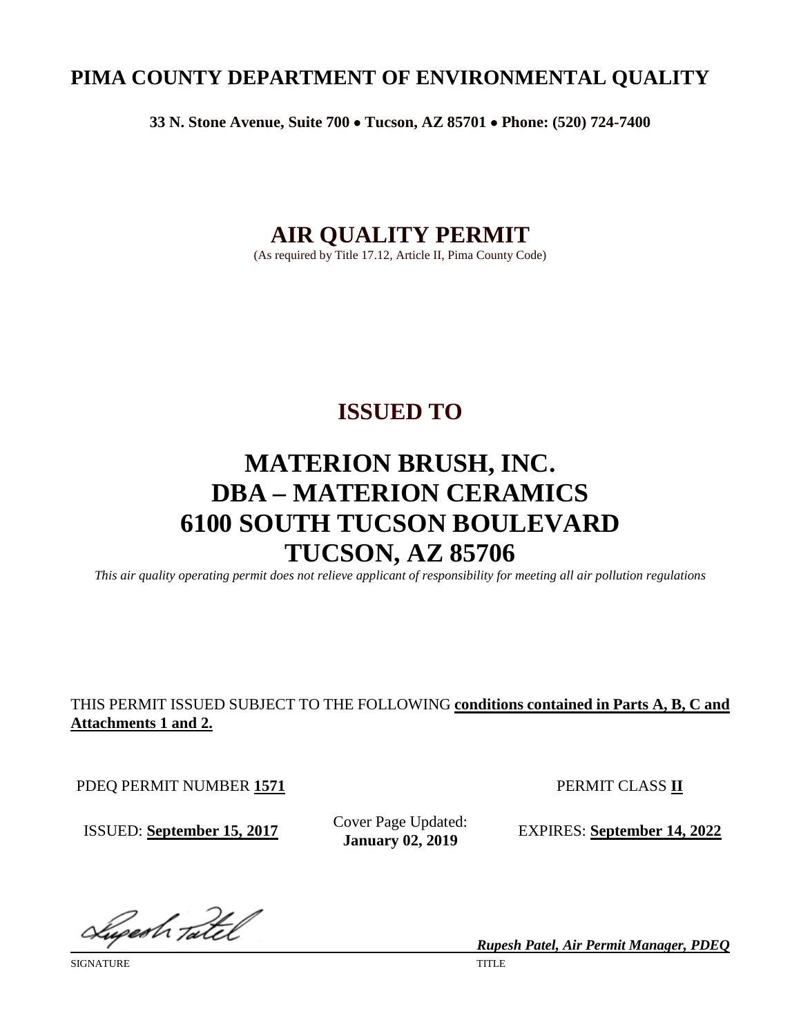# PIMA COUNTY DEPARTMENT OF ENVIRONMENTAL QUALITY

**33 N. Stone Avenue, Suite 700 • Tucson, AZ 85701 • Phone: (520) 724-7400**

## AIR QUALITY PERMIT

(As required by Title 17.12, Article II, Pima County Code)

## ISSUED TO

# MATERION BRUSH, INC.
# DBA – MATERION CERAMICS
# 6100 SOUTH TUCSON BOULEVARD
# TUCSON, AZ 85706

*This air quality operating permit does not relieve applicant of responsibility for meeting all air pollution regulations*

THIS PERMIT ISSUED SUBJECT TO THE FOLLOWING **conditions contained in Parts A, B, C and Attachments 1 and 2.**

PDEQ PERMIT NUMBER **1571**

PERMIT CLASS **II**

ISSUED: **September 15, 2017**

Cover Page Updated: **January 02, 2019**

EXPIRES: **September 14, 2022**

SIGNATURE

*Rupesh Patel, Air Permit Manager, PDEQ*

TITLE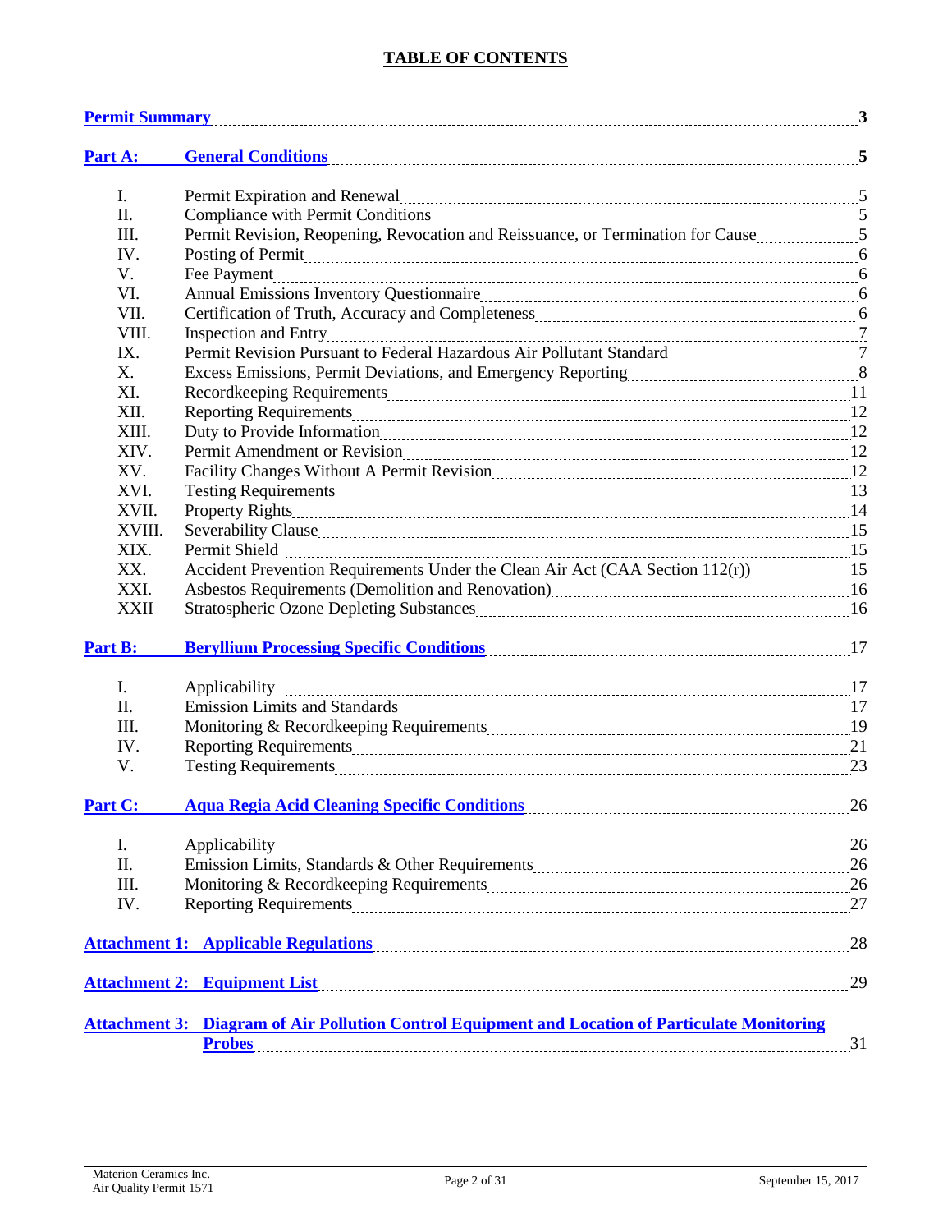# TABLE OF CONTENTS

| | | |
|---|---|---|
| **Permit Summary** | | **3** |
| **Part A:** | **General Conditions** | **5** |
| I. | Permit Expiration and Renewal | 5 |
| II. | Compliance with Permit Conditions | 5 |
| III. | Permit Revision, Reopening, Revocation and Reissuance, or Termination for Cause | 5 |
| IV. | Posting of Permit | 6 |
| V. | Fee Payment | 6 |
| VI. | Annual Emissions Inventory Questionnaire | 6 |
| VII. | Certification of Truth, Accuracy and Completeness | 6 |
| VIII. | Inspection and Entry | 7 |
| IX. | Permit Revision Pursuant to Federal Hazardous Air Pollutant Standard | 7 |
| X. | Excess Emissions, Permit Deviations, and Emergency Reporting | 8 |
| XI. | Recordkeeping Requirements | 11 |
| XII. | Reporting Requirements | 12 |
| XIII. | Duty to Provide Information | 12 |
| XIV. | Permit Amendment or Revision | 12 |
| XV. | Facility Changes Without A Permit Revision | 12 |
| XVI. | Testing Requirements | 13 |
| XVII. | Property Rights | 14 |
| XVIII. | Severability Clause | 15 |
| XIX. | Permit Shield | 15 |
| XX. | Accident Prevention Requirements Under the Clean Air Act (CAA Section 112(r)) | 15 |
| XXI. | Asbestos Requirements (Demolition and Renovation) | 16 |
| XXII | Stratospheric Ozone Depleting Substances | 16 |
| **Part B:** | **Beryllium Processing Specific Conditions** | 17 |
| I. | Applicability | 17 |
| II. | Emission Limits and Standards | 17 |
| III. | Monitoring & Recordkeeping Requirements | 19 |
| IV. | Reporting Requirements | 21 |
| V. | Testing Requirements | 23 |
| **Part C:** | **Aqua Regia Acid Cleaning Specific Conditions** | 26 |
| I. | Applicability | 26 |
| II. | Emission Limits, Standards & Other Requirements | 26 |
| III. | Monitoring & Recordkeeping Requirements | 26 |
| IV. | Reporting Requirements | 27 |
| **Attachment 1:** | **Applicable Regulations** | 28 |
| **Attachment 2:** | **Equipment List** | 29 |
| **Attachment 3:** | **Diagram of Air Pollution Control Equipment and Location of Particulate Monitoring Probes** | 31 |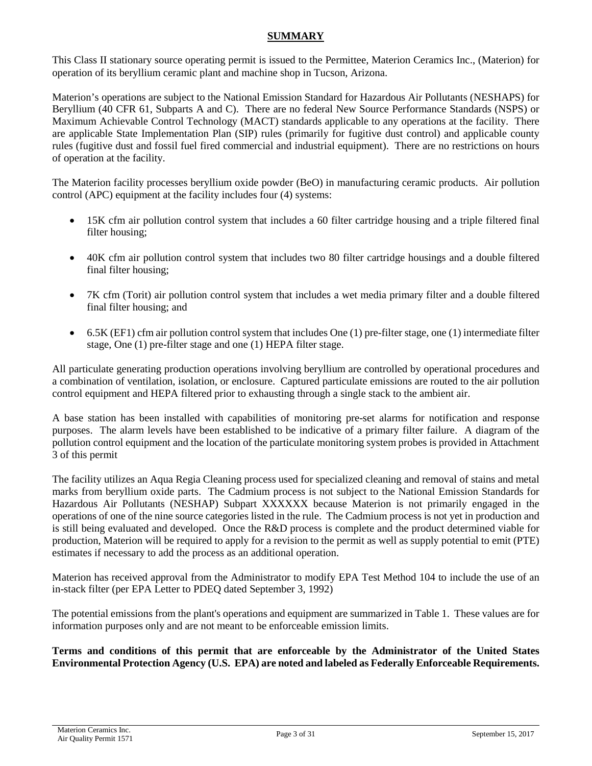## SUMMARY

This Class II stationary source operating permit is issued to the Permittee, Materion Ceramics Inc., (Materion) for operation of its beryllium ceramic plant and machine shop in Tucson, Arizona.

Materion's operations are subject to the National Emission Standard for Hazardous Air Pollutants (NESHAPS) for Beryllium (40 CFR 61, Subparts A and C). There are no federal New Source Performance Standards (NSPS) or Maximum Achievable Control Technology (MACT) standards applicable to any operations at the facility. There are applicable State Implementation Plan (SIP) rules (primarily for fugitive dust control) and applicable county rules (fugitive dust and fossil fuel fired commercial and industrial equipment). There are no restrictions on hours of operation at the facility.

The Materion facility processes beryllium oxide powder (BeO) in manufacturing ceramic products. Air pollution control (APC) equipment at the facility includes four (4) systems:

- 15K cfm air pollution control system that includes a 60 filter cartridge housing and a triple filtered final filter housing;
- 40K cfm air pollution control system that includes two 80 filter cartridge housings and a double filtered final filter housing;
- 7K cfm (Torit) air pollution control system that includes a wet media primary filter and a double filtered final filter housing; and
- 6.5K (EF1) cfm air pollution control system that includes One (1) pre-filter stage, one (1) intermediate filter stage, One (1) pre-filter stage and one (1) HEPA filter stage.

All particulate generating production operations involving beryllium are controlled by operational procedures and a combination of ventilation, isolation, or enclosure. Captured particulate emissions are routed to the air pollution control equipment and HEPA filtered prior to exhausting through a single stack to the ambient air.

A base station has been installed with capabilities of monitoring pre-set alarms for notification and response purposes. The alarm levels have been established to be indicative of a primary filter failure. A diagram of the pollution control equipment and the location of the particulate monitoring system probes is provided in Attachment 3 of this permit

The facility utilizes an Aqua Regia Cleaning process used for specialized cleaning and removal of stains and metal marks from beryllium oxide parts. The Cadmium process is not subject to the National Emission Standards for Hazardous Air Pollutants (NESHAP) Subpart XXXXXX because Materion is not primarily engaged in the operations of one of the nine source categories listed in the rule. The Cadmium process is not yet in production and is still being evaluated and developed. Once the R&D process is complete and the product determined viable for production, Materion will be required to apply for a revision to the permit as well as supply potential to emit (PTE) estimates if necessary to add the process as an additional operation.

Materion has received approval from the Administrator to modify EPA Test Method 104 to include the use of an in-stack filter (per EPA Letter to PDEQ dated September 3, 1992)

The potential emissions from the plant's operations and equipment are summarized in Table 1. These values are for information purposes only and are not meant to be enforceable emission limits.

**Terms and conditions of this permit that are enforceable by the Administrator of the United States Environmental Protection Agency (U.S. EPA) are noted and labeled as Federally Enforceable Requirements.**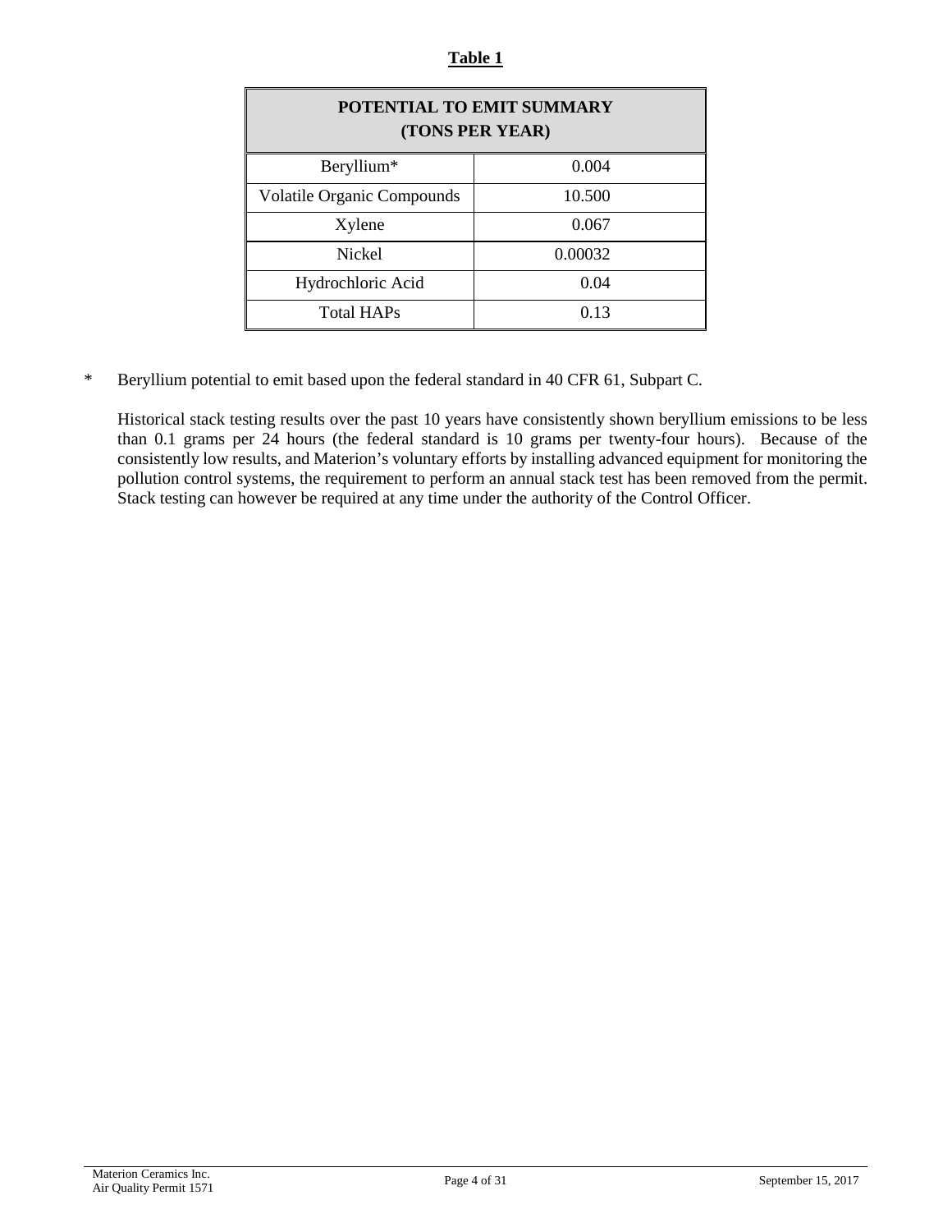**Table 1**

| POTENTIAL TO EMIT SUMMARY (TONS PER YEAR) | |
|---|---|
| Beryllium* | 0.004 |
| Volatile Organic Compounds | 10.500 |
| Xylene | 0.067 |
| Nickel | 0.00032 |
| Hydrochloric Acid | 0.04 |
| Total HAPs | 0.13 |

\* Beryllium potential to emit based upon the federal standard in 40 CFR 61, Subpart C.

Historical stack testing results over the past 10 years have consistently shown beryllium emissions to be less than 0.1 grams per 24 hours (the federal standard is 10 grams per twenty-four hours). Because of the consistently low results, and Materion's voluntary efforts by installing advanced equipment for monitoring the pollution control systems, the requirement to perform an annual stack test has been removed from the permit. Stack testing can however be required at any time under the authority of the Control Officer.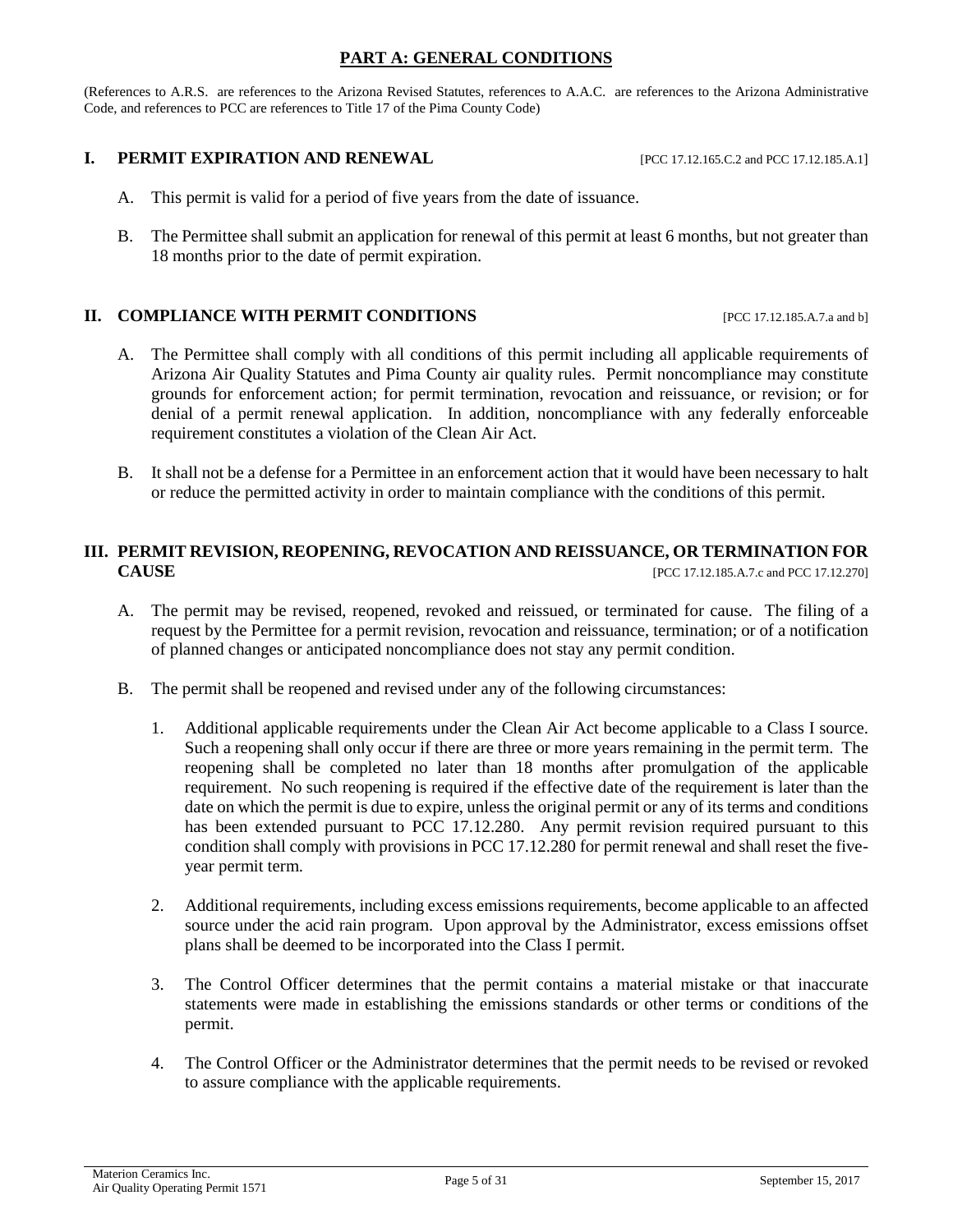## PART A: GENERAL CONDITIONS

(References to A.R.S. are references to the Arizona Revised Statutes, references to A.A.C. are references to the Arizona Administrative Code, and references to PCC are references to Title 17 of the Pima County Code)

### I. PERMIT EXPIRATION AND RENEWAL [PCC 17.12.165.C.2 and PCC 17.12.185.A.1]

A. This permit is valid for a period of five years from the date of issuance.

B. The Permittee shall submit an application for renewal of this permit at least 6 months, but not greater than 18 months prior to the date of permit expiration.

### II. COMPLIANCE WITH PERMIT CONDITIONS [PCC 17.12.185.A.7.a and b]

A. The Permittee shall comply with all conditions of this permit including all applicable requirements of Arizona Air Quality Statutes and Pima County air quality rules. Permit noncompliance may constitute grounds for enforcement action; for permit termination, revocation and reissuance, or revision; or for denial of a permit renewal application. In addition, noncompliance with any federally enforceable requirement constitutes a violation of the Clean Air Act.

B. It shall not be a defense for a Permittee in an enforcement action that it would have been necessary to halt or reduce the permitted activity in order to maintain compliance with the conditions of this permit.

### III. PERMIT REVISION, REOPENING, REVOCATION AND REISSUANCE, OR TERMINATION FOR CAUSE [PCC 17.12.185.A.7.c and PCC 17.12.270]

A. The permit may be revised, reopened, revoked and reissued, or terminated for cause. The filing of a request by the Permittee for a permit revision, revocation and reissuance, termination; or of a notification of planned changes or anticipated noncompliance does not stay any permit condition.

B. The permit shall be reopened and revised under any of the following circumstances:

1. Additional applicable requirements under the Clean Air Act become applicable to a Class I source. Such a reopening shall only occur if there are three or more years remaining in the permit term. The reopening shall be completed no later than 18 months after promulgation of the applicable requirement. No such reopening is required if the effective date of the requirement is later than the date on which the permit is due to expire, unless the original permit or any of its terms and conditions has been extended pursuant to PCC 17.12.280. Any permit revision required pursuant to this condition shall comply with provisions in PCC 17.12.280 for permit renewal and shall reset the five-year permit term.

2. Additional requirements, including excess emissions requirements, become applicable to an affected source under the acid rain program. Upon approval by the Administrator, excess emissions offset plans shall be deemed to be incorporated into the Class I permit.

3. The Control Officer determines that the permit contains a material mistake or that inaccurate statements were made in establishing the emissions standards or other terms or conditions of the permit.

4. The Control Officer or the Administrator determines that the permit needs to be revised or revoked to assure compliance with the applicable requirements.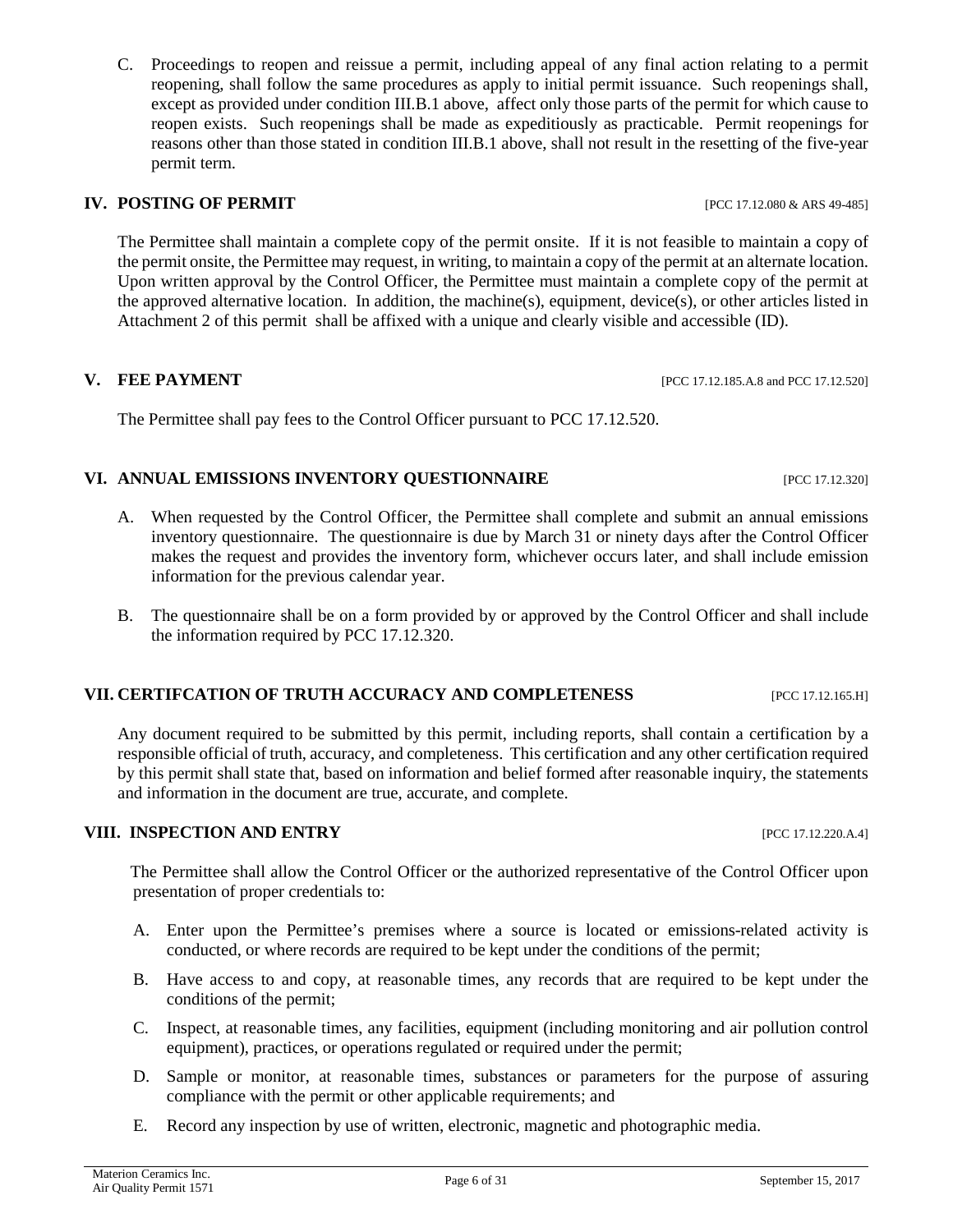C. Proceedings to reopen and reissue a permit, including appeal of any final action relating to a permit reopening, shall follow the same procedures as apply to initial permit issuance. Such reopenings shall, except as provided under condition III.B.1 above, affect only those parts of the permit for which cause to reopen exists. Such reopenings shall be made as expeditiously as practicable. Permit reopenings for reasons other than those stated in condition III.B.1 above, shall not result in the resetting of the five-year permit term.

## IV. POSTING OF PERMIT [PCC 17.12.080 & ARS 49-485]

The Permittee shall maintain a complete copy of the permit onsite. If it is not feasible to maintain a copy of the permit onsite, the Permittee may request, in writing, to maintain a copy of the permit at an alternate location. Upon written approval by the Control Officer, the Permittee must maintain a complete copy of the permit at the approved alternative location. In addition, the machine(s), equipment, device(s), or other articles listed in Attachment 2 of this permit shall be affixed with a unique and clearly visible and accessible (ID).

## V. FEE PAYMENT [PCC 17.12.185.A.8 and PCC 17.12.520]

The Permittee shall pay fees to the Control Officer pursuant to PCC 17.12.520.

## VI. ANNUAL EMISSIONS INVENTORY QUESTIONNAIRE [PCC 17.12.320]

A. When requested by the Control Officer, the Permittee shall complete and submit an annual emissions inventory questionnaire. The questionnaire is due by March 31 or ninety days after the Control Officer makes the request and provides the inventory form, whichever occurs later, and shall include emission information for the previous calendar year.

B. The questionnaire shall be on a form provided by or approved by the Control Officer and shall include the information required by PCC 17.12.320.

## VII. CERTIFCATION OF TRUTH ACCURACY AND COMPLETENESS [PCC 17.12.165.H]

Any document required to be submitted by this permit, including reports, shall contain a certification by a responsible official of truth, accuracy, and completeness. This certification and any other certification required by this permit shall state that, based on information and belief formed after reasonable inquiry, the statements and information in the document are true, accurate, and complete.

## VIII. INSPECTION AND ENTRY [PCC 17.12.220.A.4]

The Permittee shall allow the Control Officer or the authorized representative of the Control Officer upon presentation of proper credentials to:

A. Enter upon the Permittee's premises where a source is located or emissions-related activity is conducted, or where records are required to be kept under the conditions of the permit;

B. Have access to and copy, at reasonable times, any records that are required to be kept under the conditions of the permit;

C. Inspect, at reasonable times, any facilities, equipment (including monitoring and air pollution control equipment), practices, or operations regulated or required under the permit;

D. Sample or monitor, at reasonable times, substances or parameters for the purpose of assuring compliance with the permit or other applicable requirements; and

E. Record any inspection by use of written, electronic, magnetic and photographic media.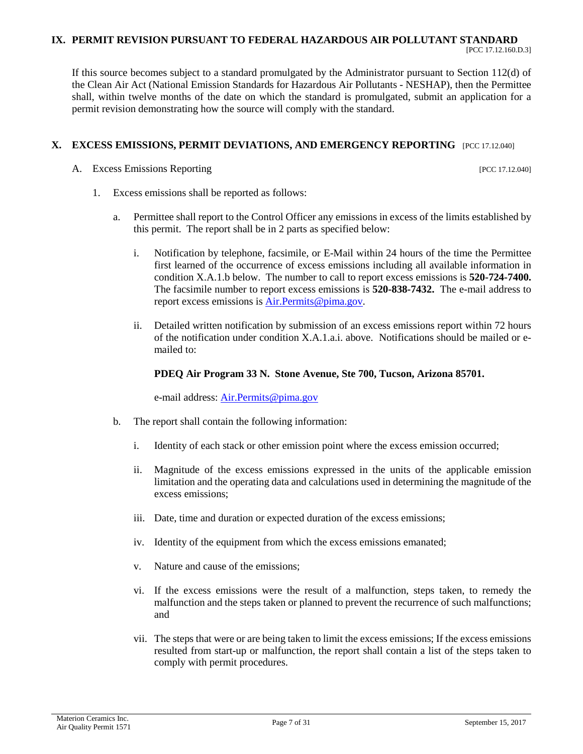## IX. PERMIT REVISION PURSUANT TO FEDERAL HAZARDOUS AIR POLLUTANT STANDARD

[PCC 17.12.160.D.3]

If this source becomes subject to a standard promulgated by the Administrator pursuant to Section 112(d) of the Clean Air Act (National Emission Standards for Hazardous Air Pollutants - NESHAP), then the Permittee shall, within twelve months of the date on which the standard is promulgated, submit an application for a permit revision demonstrating how the source will comply with the standard.

## X. EXCESS EMISSIONS, PERMIT DEVIATIONS, AND EMERGENCY REPORTING [PCC 17.12.040]

A. Excess Emissions Reporting [PCC 17.12.040]

1. Excess emissions shall be reported as follows:

   a. Permittee shall report to the Control Officer any emissions in excess of the limits established by this permit. The report shall be in 2 parts as specified below:

      i. Notification by telephone, facsimile, or E-Mail within 24 hours of the time the Permittee first learned of the occurrence of excess emissions including all available information in condition X.A.1.b below. The number to call to report excess emissions is **520-724-7400.** The facsimile number to report excess emissions is **520-838-7432.** The e-mail address to report excess emissions is Air.Permits@pima.gov.

      ii. Detailed written notification by submission of an excess emissions report within 72 hours of the notification under condition X.A.1.a.i. above. Notifications should be mailed or e-mailed to:

      **PDEQ Air Program 33 N. Stone Avenue, Ste 700, Tucson, Arizona 85701.**

      e-mail address: Air.Permits@pima.gov

   b. The report shall contain the following information:

      i. Identity of each stack or other emission point where the excess emission occurred;

      ii. Magnitude of the excess emissions expressed in the units of the applicable emission limitation and the operating data and calculations used in determining the magnitude of the excess emissions;

      iii. Date, time and duration or expected duration of the excess emissions;

      iv. Identity of the equipment from which the excess emissions emanated;

      v. Nature and cause of the emissions;

      vi. If the excess emissions were the result of a malfunction, steps taken, to remedy the malfunction and the steps taken or planned to prevent the recurrence of such malfunctions; and

      vii. The steps that were or are being taken to limit the excess emissions; If the excess emissions resulted from start-up or malfunction, the report shall contain a list of the steps taken to comply with permit procedures.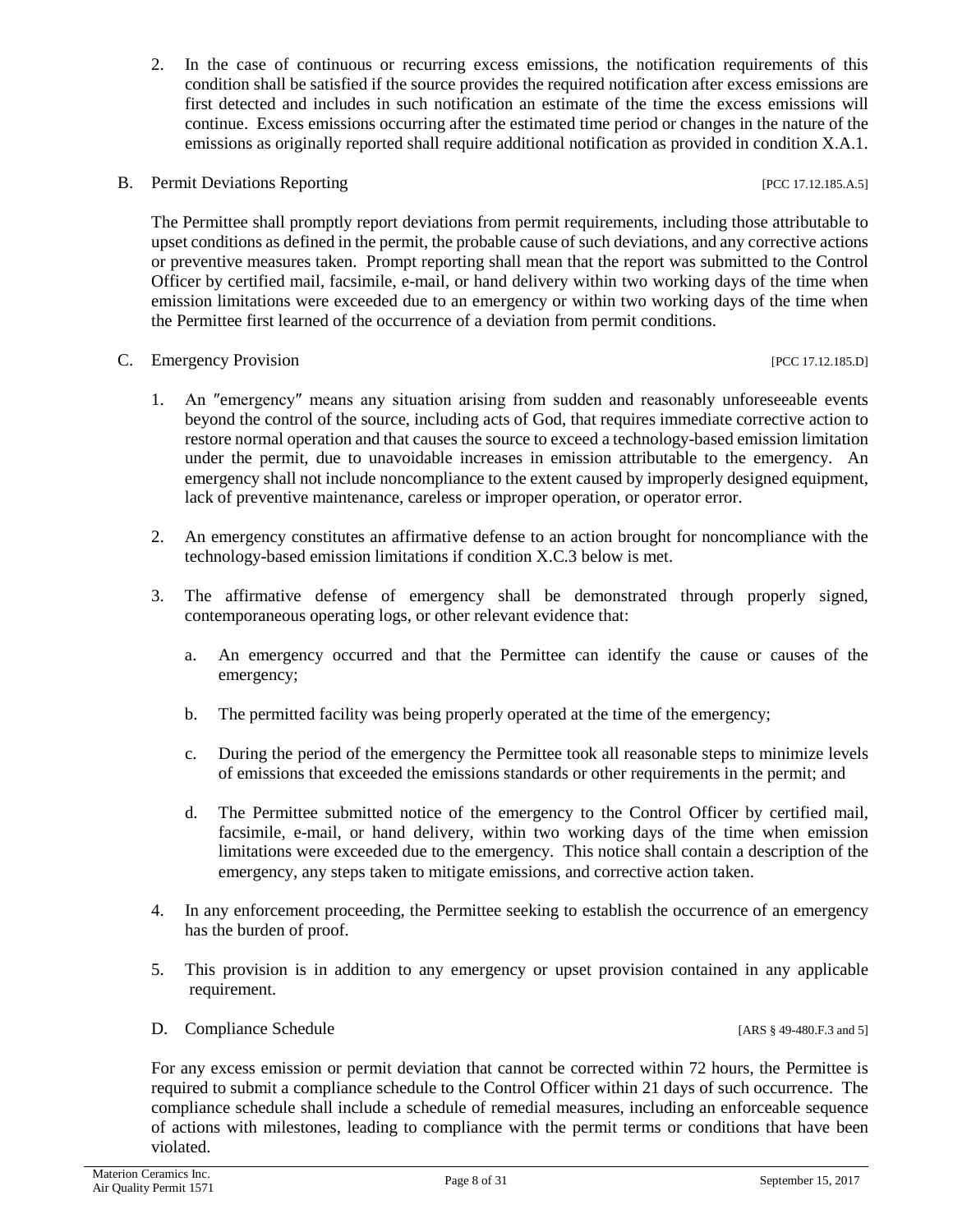2. In the case of continuous or recurring excess emissions, the notification requirements of this condition shall be satisfied if the source provides the required notification after excess emissions are first detected and includes in such notification an estimate of the time the excess emissions will continue. Excess emissions occurring after the estimated time period or changes in the nature of the emissions as originally reported shall require additional notification as provided in condition X.A.1.

B. Permit Deviations Reporting [PCC 17.12.185.A.5]

The Permittee shall promptly report deviations from permit requirements, including those attributable to upset conditions as defined in the permit, the probable cause of such deviations, and any corrective actions or preventive measures taken. Prompt reporting shall mean that the report was submitted to the Control Officer by certified mail, facsimile, e-mail, or hand delivery within two working days of the time when emission limitations were exceeded due to an emergency or within two working days of the time when the Permittee first learned of the occurrence of a deviation from permit conditions.

C. Emergency Provision [PCC 17.12.185.D]

1. An ″emergency″ means any situation arising from sudden and reasonably unforeseeable events beyond the control of the source, including acts of God, that requires immediate corrective action to restore normal operation and that causes the source to exceed a technology-based emission limitation under the permit, due to unavoidable increases in emission attributable to the emergency. An emergency shall not include noncompliance to the extent caused by improperly designed equipment, lack of preventive maintenance, careless or improper operation, or operator error.

2. An emergency constitutes an affirmative defense to an action brought for noncompliance with the technology-based emission limitations if condition X.C.3 below is met.

3. The affirmative defense of emergency shall be demonstrated through properly signed, contemporaneous operating logs, or other relevant evidence that:

   a. An emergency occurred and that the Permittee can identify the cause or causes of the emergency;

   b. The permitted facility was being properly operated at the time of the emergency;

   c. During the period of the emergency the Permittee took all reasonable steps to minimize levels of emissions that exceeded the emissions standards or other requirements in the permit; and

   d. The Permittee submitted notice of the emergency to the Control Officer by certified mail, facsimile, e-mail, or hand delivery, within two working days of the time when emission limitations were exceeded due to the emergency. This notice shall contain a description of the emergency, any steps taken to mitigate emissions, and corrective action taken.

4. In any enforcement proceeding, the Permittee seeking to establish the occurrence of an emergency has the burden of proof.

5. This provision is in addition to any emergency or upset provision contained in any applicable requirement.

D. Compliance Schedule [ARS § 49-480.F.3 and 5]

For any excess emission or permit deviation that cannot be corrected within 72 hours, the Permittee is required to submit a compliance schedule to the Control Officer within 21 days of such occurrence. The compliance schedule shall include a schedule of remedial measures, including an enforceable sequence of actions with milestones, leading to compliance with the permit terms or conditions that have been violated.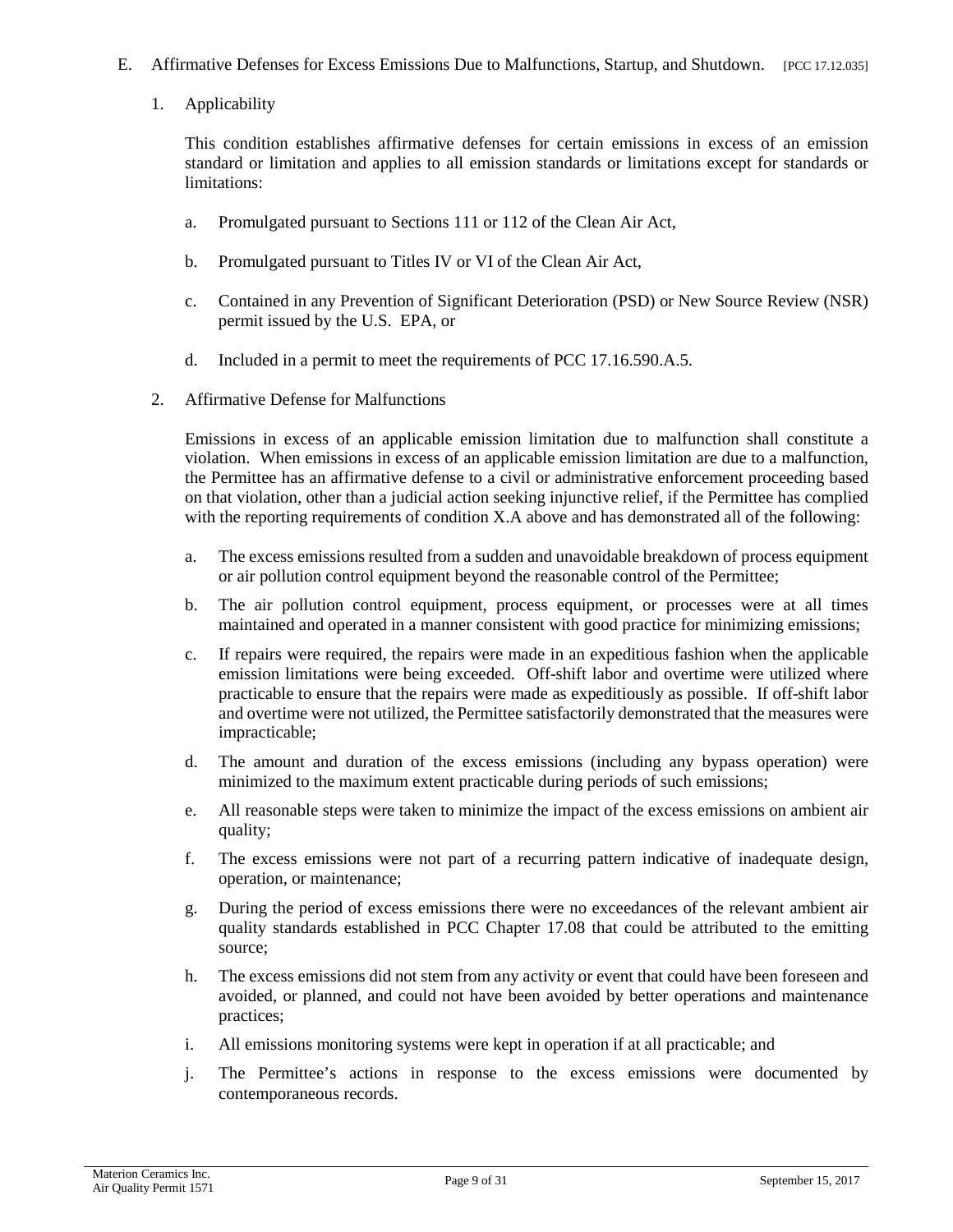E. Affirmative Defenses for Excess Emissions Due to Malfunctions, Startup, and Shutdown. [PCC 17.12.035]

1. Applicability

   This condition establishes affirmative defenses for certain emissions in excess of an emission standard or limitation and applies to all emission standards or limitations except for standards or limitations:

   a. Promulgated pursuant to Sections 111 or 112 of the Clean Air Act,

   b. Promulgated pursuant to Titles IV or VI of the Clean Air Act,

   c. Contained in any Prevention of Significant Deterioration (PSD) or New Source Review (NSR) permit issued by the U.S. EPA, or

   d. Included in a permit to meet the requirements of PCC 17.16.590.A.5.

2. Affirmative Defense for Malfunctions

   Emissions in excess of an applicable emission limitation due to malfunction shall constitute a violation. When emissions in excess of an applicable emission limitation are due to a malfunction, the Permittee has an affirmative defense to a civil or administrative enforcement proceeding based on that violation, other than a judicial action seeking injunctive relief, if the Permittee has complied with the reporting requirements of condition X.A above and has demonstrated all of the following:

   a. The excess emissions resulted from a sudden and unavoidable breakdown of process equipment or air pollution control equipment beyond the reasonable control of the Permittee;

   b. The air pollution control equipment, process equipment, or processes were at all times maintained and operated in a manner consistent with good practice for minimizing emissions;

   c. If repairs were required, the repairs were made in an expeditious fashion when the applicable emission limitations were being exceeded. Off-shift labor and overtime were utilized where practicable to ensure that the repairs were made as expeditiously as possible. If off-shift labor and overtime were not utilized, the Permittee satisfactorily demonstrated that the measures were impracticable;

   d. The amount and duration of the excess emissions (including any bypass operation) were minimized to the maximum extent practicable during periods of such emissions;

   e. All reasonable steps were taken to minimize the impact of the excess emissions on ambient air quality;

   f. The excess emissions were not part of a recurring pattern indicative of inadequate design, operation, or maintenance;

   g. During the period of excess emissions there were no exceedances of the relevant ambient air quality standards established in PCC Chapter 17.08 that could be attributed to the emitting source;

   h. The excess emissions did not stem from any activity or event that could have been foreseen and avoided, or planned, and could not have been avoided by better operations and maintenance practices;

   i. All emissions monitoring systems were kept in operation if at all practicable; and

   j. The Permittee's actions in response to the excess emissions were documented by contemporaneous records.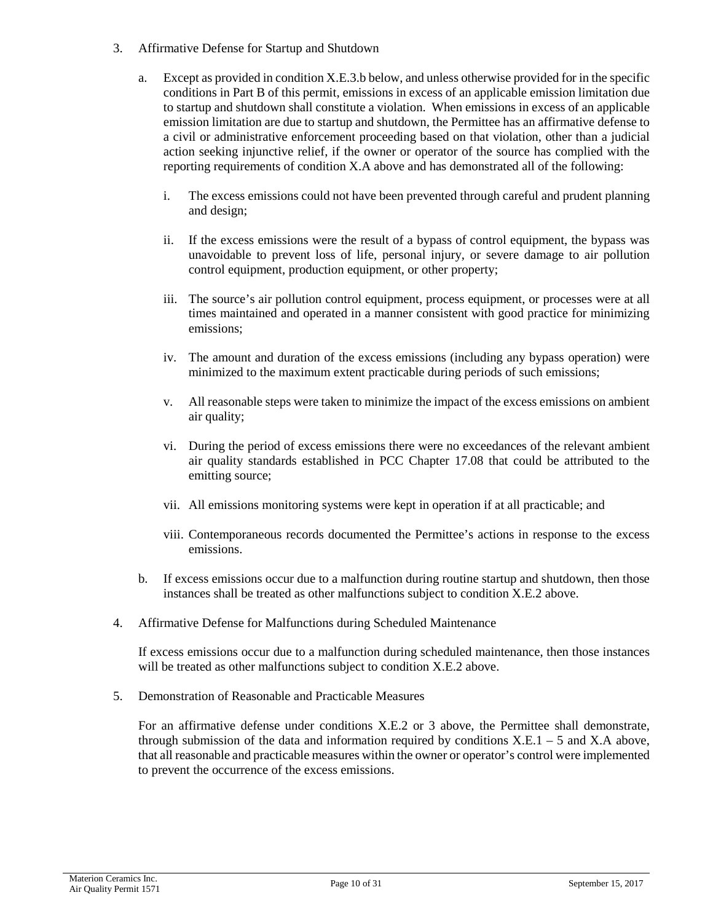3. Affirmative Defense for Startup and Shutdown

   a. Except as provided in condition X.E.3.b below, and unless otherwise provided for in the specific conditions in Part B of this permit, emissions in excess of an applicable emission limitation due to startup and shutdown shall constitute a violation. When emissions in excess of an applicable emission limitation are due to startup and shutdown, the Permittee has an affirmative defense to a civil or administrative enforcement proceeding based on that violation, other than a judicial action seeking injunctive relief, if the owner or operator of the source has complied with the reporting requirements of condition X.A above and has demonstrated all of the following:

      i. The excess emissions could not have been prevented through careful and prudent planning and design;

      ii. If the excess emissions were the result of a bypass of control equipment, the bypass was unavoidable to prevent loss of life, personal injury, or severe damage to air pollution control equipment, production equipment, or other property;

      iii. The source's air pollution control equipment, process equipment, or processes were at all times maintained and operated in a manner consistent with good practice for minimizing emissions;

      iv. The amount and duration of the excess emissions (including any bypass operation) were minimized to the maximum extent practicable during periods of such emissions;

      v. All reasonable steps were taken to minimize the impact of the excess emissions on ambient air quality;

      vi. During the period of excess emissions there were no exceedances of the relevant ambient air quality standards established in PCC Chapter 17.08 that could be attributed to the emitting source;

      vii. All emissions monitoring systems were kept in operation if at all practicable; and

      viii. Contemporaneous records documented the Permittee's actions in response to the excess emissions.

   b. If excess emissions occur due to a malfunction during routine startup and shutdown, then those instances shall be treated as other malfunctions subject to condition X.E.2 above.

4. Affirmative Defense for Malfunctions during Scheduled Maintenance

   If excess emissions occur due to a malfunction during scheduled maintenance, then those instances will be treated as other malfunctions subject to condition X.E.2 above.

5. Demonstration of Reasonable and Practicable Measures

   For an affirmative defense under conditions X.E.2 or 3 above, the Permittee shall demonstrate, through submission of the data and information required by conditions X.E.1 – 5 and X.A above, that all reasonable and practicable measures within the owner or operator's control were implemented to prevent the occurrence of the excess emissions.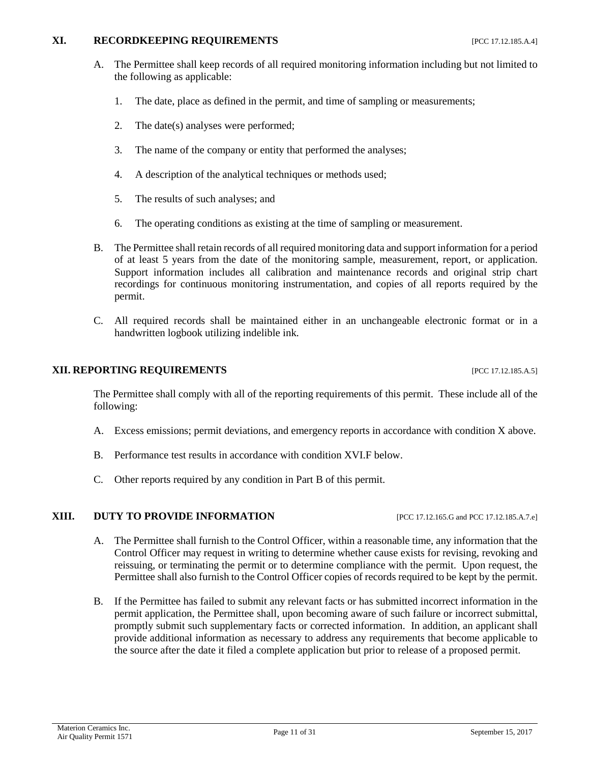## XI. RECORDKEEPING REQUIREMENTS [PCC 17.12.185.A.4]

A. The Permittee shall keep records of all required monitoring information including but not limited to the following as applicable:

1. The date, place as defined in the permit, and time of sampling or measurements;
2. The date(s) analyses were performed;
3. The name of the company or entity that performed the analyses;
4. A description of the analytical techniques or methods used;
5. The results of such analyses; and
6. The operating conditions as existing at the time of sampling or measurement.

B. The Permittee shall retain records of all required monitoring data and support information for a period of at least 5 years from the date of the monitoring sample, measurement, report, or application. Support information includes all calibration and maintenance records and original strip chart recordings for continuous monitoring instrumentation, and copies of all reports required by the permit.

C. All required records shall be maintained either in an unchangeable electronic format or in a handwritten logbook utilizing indelible ink.

## XII. REPORTING REQUIREMENTS [PCC 17.12.185.A.5]

The Permittee shall comply with all of the reporting requirements of this permit. These include all of the following:

A. Excess emissions; permit deviations, and emergency reports in accordance with condition X above.

B. Performance test results in accordance with condition XVI.F below.

C. Other reports required by any condition in Part B of this permit.

## XIII. DUTY TO PROVIDE INFORMATION [PCC 17.12.165.G and PCC 17.12.185.A.7.e]

A. The Permittee shall furnish to the Control Officer, within a reasonable time, any information that the Control Officer may request in writing to determine whether cause exists for revising, revoking and reissuing, or terminating the permit or to determine compliance with the permit. Upon request, the Permittee shall also furnish to the Control Officer copies of records required to be kept by the permit.

B. If the Permittee has failed to submit any relevant facts or has submitted incorrect information in the permit application, the Permittee shall, upon becoming aware of such failure or incorrect submittal, promptly submit such supplementary facts or corrected information. In addition, an applicant shall provide additional information as necessary to address any requirements that become applicable to the source after the date it filed a complete application but prior to release of a proposed permit.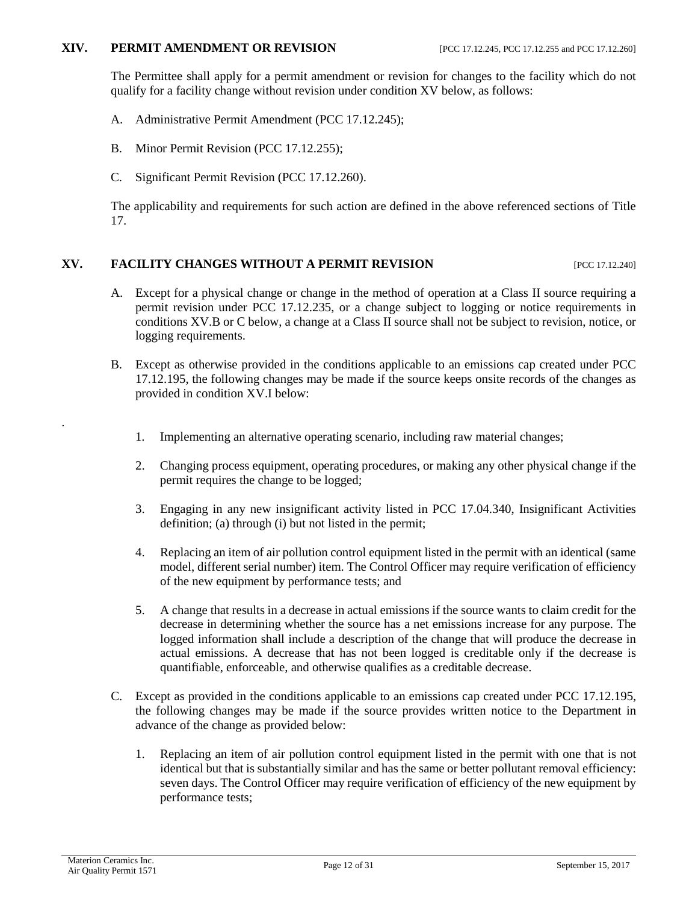## XIV. PERMIT AMENDMENT OR REVISION [PCC 17.12.245, PCC 17.12.255 and PCC 17.12.260]

The Permittee shall apply for a permit amendment or revision for changes to the facility which do not qualify for a facility change without revision under condition XV below, as follows:

A. Administrative Permit Amendment (PCC 17.12.245);

B. Minor Permit Revision (PCC 17.12.255);

C. Significant Permit Revision (PCC 17.12.260).

The applicability and requirements for such action are defined in the above referenced sections of Title 17.

## XV. FACILITY CHANGES WITHOUT A PERMIT REVISION [PCC 17.12.240]

A. Except for a physical change or change in the method of operation at a Class II source requiring a permit revision under PCC 17.12.235, or a change subject to logging or notice requirements in conditions XV.B or C below, a change at a Class II source shall not be subject to revision, notice, or logging requirements.

B. Except as otherwise provided in the conditions applicable to an emissions cap created under PCC 17.12.195, the following changes may be made if the source keeps onsite records of the changes as provided in condition XV.I below:

1. Implementing an alternative operating scenario, including raw material changes;

2. Changing process equipment, operating procedures, or making any other physical change if the permit requires the change to be logged;

3. Engaging in any new insignificant activity listed in PCC 17.04.340, Insignificant Activities definition; (a) through (i) but not listed in the permit;

4. Replacing an item of air pollution control equipment listed in the permit with an identical (same model, different serial number) item. The Control Officer may require verification of efficiency of the new equipment by performance tests; and

5. A change that results in a decrease in actual emissions if the source wants to claim credit for the decrease in determining whether the source has a net emissions increase for any purpose. The logged information shall include a description of the change that will produce the decrease in actual emissions. A decrease that has not been logged is creditable only if the decrease is quantifiable, enforceable, and otherwise qualifies as a creditable decrease.

C. Except as provided in the conditions applicable to an emissions cap created under PCC 17.12.195, the following changes may be made if the source provides written notice to the Department in advance of the change as provided below:

1. Replacing an item of air pollution control equipment listed in the permit with one that is not identical but that is substantially similar and has the same or better pollutant removal efficiency: seven days. The Control Officer may require verification of efficiency of the new equipment by performance tests;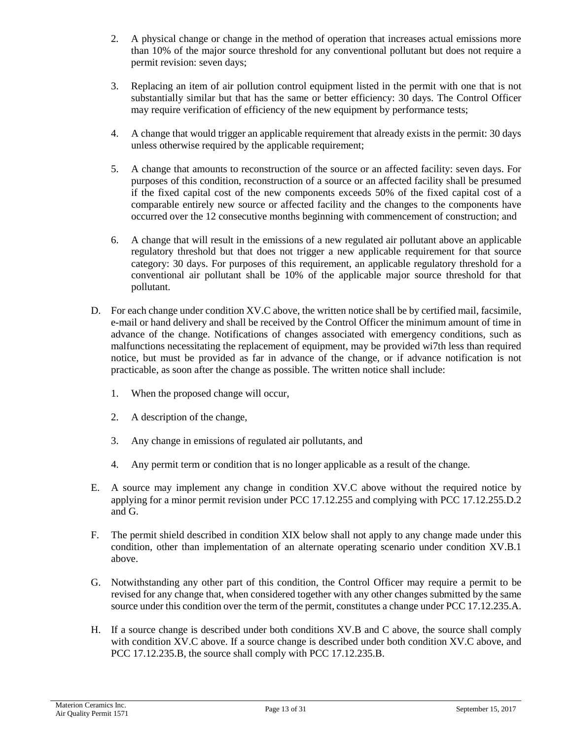2. A physical change or change in the method of operation that increases actual emissions more than 10% of the major source threshold for any conventional pollutant but does not require a permit revision: seven days;

3. Replacing an item of air pollution control equipment listed in the permit with one that is not substantially similar but that has the same or better efficiency: 30 days. The Control Officer may require verification of efficiency of the new equipment by performance tests;

4. A change that would trigger an applicable requirement that already exists in the permit: 30 days unless otherwise required by the applicable requirement;

5. A change that amounts to reconstruction of the source or an affected facility: seven days. For purposes of this condition, reconstruction of a source or an affected facility shall be presumed if the fixed capital cost of the new components exceeds 50% of the fixed capital cost of a comparable entirely new source or affected facility and the changes to the components have occurred over the 12 consecutive months beginning with commencement of construction; and

6. A change that will result in the emissions of a new regulated air pollutant above an applicable regulatory threshold but that does not trigger a new applicable requirement for that source category: 30 days. For purposes of this requirement, an applicable regulatory threshold for a conventional air pollutant shall be 10% of the applicable major source threshold for that pollutant.

D. For each change under condition XV.C above, the written notice shall be by certified mail, facsimile, e-mail or hand delivery and shall be received by the Control Officer the minimum amount of time in advance of the change. Notifications of changes associated with emergency conditions, such as malfunctions necessitating the replacement of equipment, may be provided wi7th less than required notice, but must be provided as far in advance of the change, or if advance notification is not practicable, as soon after the change as possible. The written notice shall include:

   1. When the proposed change will occur,

   2. A description of the change,

   3. Any change in emissions of regulated air pollutants, and

   4. Any permit term or condition that is no longer applicable as a result of the change.

E. A source may implement any change in condition XV.C above without the required notice by applying for a minor permit revision under PCC 17.12.255 and complying with PCC 17.12.255.D.2 and G.

F. The permit shield described in condition XIX below shall not apply to any change made under this condition, other than implementation of an alternate operating scenario under condition XV.B.1 above.

G. Notwithstanding any other part of this condition, the Control Officer may require a permit to be revised for any change that, when considered together with any other changes submitted by the same source under this condition over the term of the permit, constitutes a change under PCC 17.12.235.A.

H. If a source change is described under both conditions XV.B and C above, the source shall comply with condition XV.C above. If a source change is described under both condition XV.C above, and PCC 17.12.235.B, the source shall comply with PCC 17.12.235.B.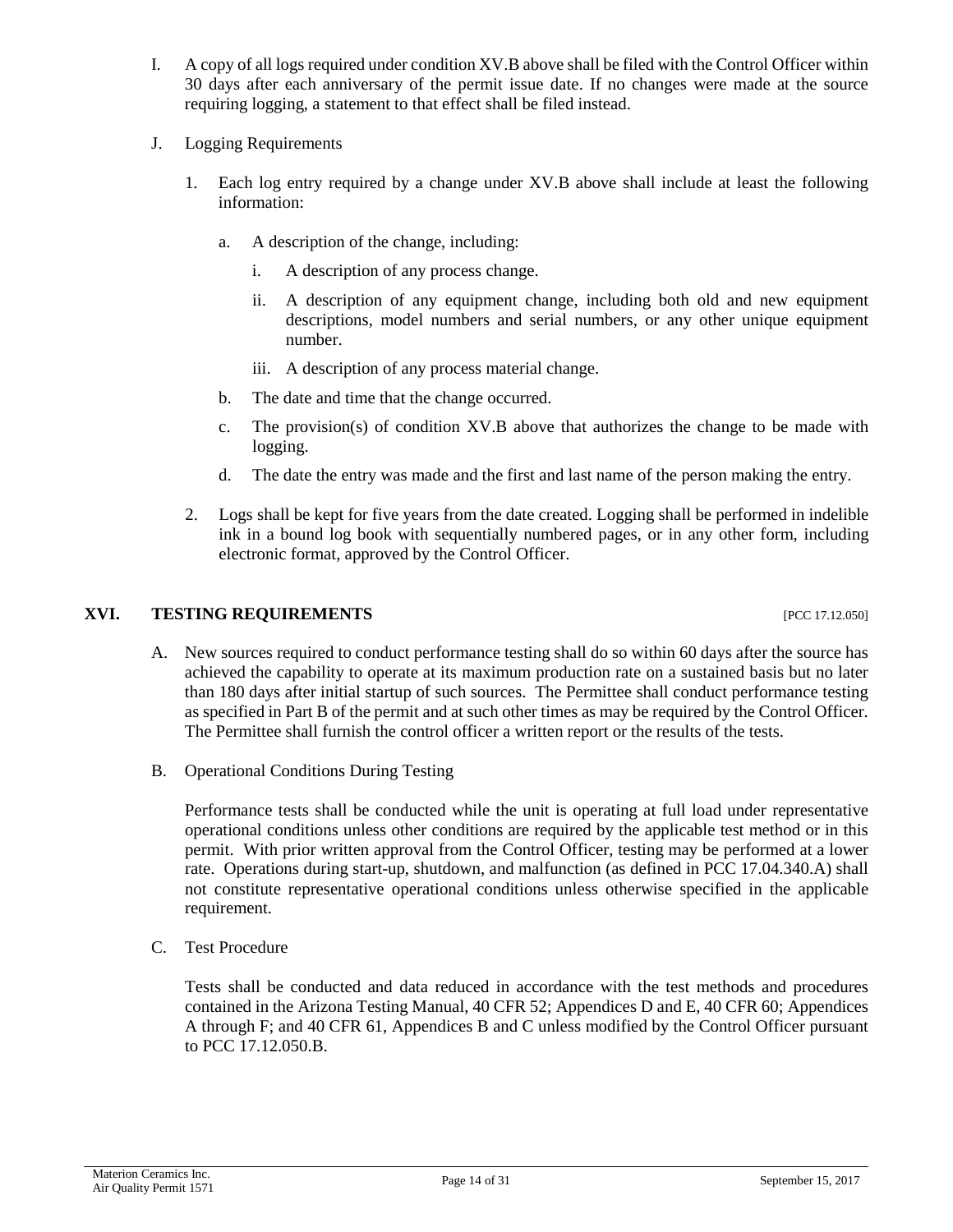I. A copy of all logs required under condition XV.B above shall be filed with the Control Officer within 30 days after each anniversary of the permit issue date. If no changes were made at the source requiring logging, a statement to that effect shall be filed instead.

J. Logging Requirements

1. Each log entry required by a change under XV.B above shall include at least the following information:

   a. A description of the change, including:

      i. A description of any process change.

      ii. A description of any equipment change, including both old and new equipment descriptions, model numbers and serial numbers, or any other unique equipment number.

      iii. A description of any process material change.

   b. The date and time that the change occurred.

   c. The provision(s) of condition XV.B above that authorizes the change to be made with logging.

   d. The date the entry was made and the first and last name of the person making the entry.

2. Logs shall be kept for five years from the date created. Logging shall be performed in indelible ink in a bound log book with sequentially numbered pages, or in any other form, including electronic format, approved by the Control Officer.

## XVI. TESTING REQUIREMENTS [PCC 17.12.050]

A. New sources required to conduct performance testing shall do so within 60 days after the source has achieved the capability to operate at its maximum production rate on a sustained basis but no later than 180 days after initial startup of such sources. The Permittee shall conduct performance testing as specified in Part B of the permit and at such other times as may be required by the Control Officer. The Permittee shall furnish the control officer a written report or the results of the tests.

B. Operational Conditions During Testing

Performance tests shall be conducted while the unit is operating at full load under representative operational conditions unless other conditions are required by the applicable test method or in this permit. With prior written approval from the Control Officer, testing may be performed at a lower rate. Operations during start-up, shutdown, and malfunction (as defined in PCC 17.04.340.A) shall not constitute representative operational conditions unless otherwise specified in the applicable requirement.

C. Test Procedure

Tests shall be conducted and data reduced in accordance with the test methods and procedures contained in the Arizona Testing Manual, 40 CFR 52; Appendices D and E, 40 CFR 60; Appendices A through F; and 40 CFR 61, Appendices B and C unless modified by the Control Officer pursuant to PCC 17.12.050.B.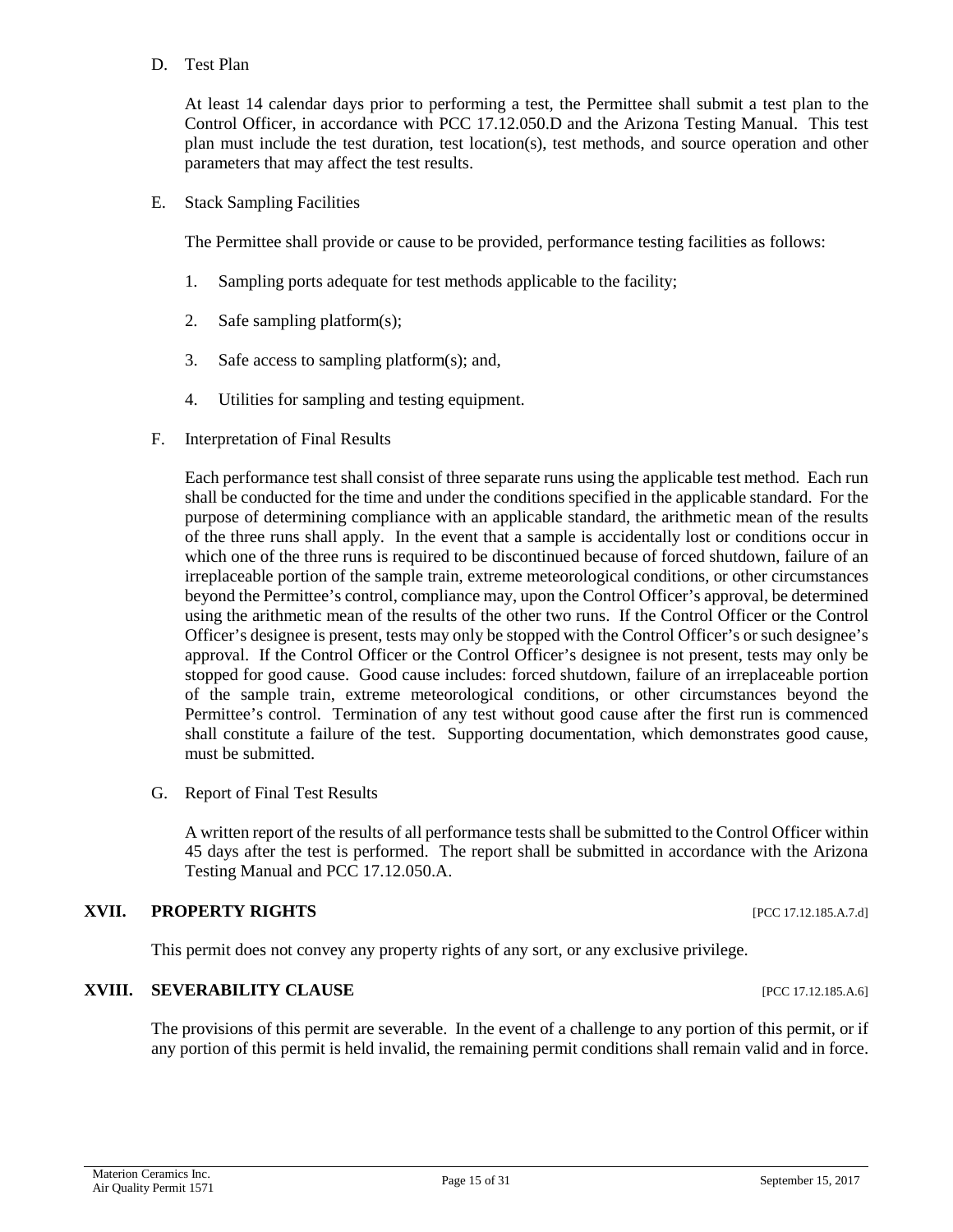D. Test Plan

At least 14 calendar days prior to performing a test, the Permittee shall submit a test plan to the Control Officer, in accordance with PCC 17.12.050.D and the Arizona Testing Manual. This test plan must include the test duration, test location(s), test methods, and source operation and other parameters that may affect the test results.

E. Stack Sampling Facilities

The Permittee shall provide or cause to be provided, performance testing facilities as follows:

1. Sampling ports adequate for test methods applicable to the facility;

2. Safe sampling platform(s);

3. Safe access to sampling platform(s); and,

4. Utilities for sampling and testing equipment.

F. Interpretation of Final Results

Each performance test shall consist of three separate runs using the applicable test method. Each run shall be conducted for the time and under the conditions specified in the applicable standard. For the purpose of determining compliance with an applicable standard, the arithmetic mean of the results of the three runs shall apply. In the event that a sample is accidentally lost or conditions occur in which one of the three runs is required to be discontinued because of forced shutdown, failure of an irreplaceable portion of the sample train, extreme meteorological conditions, or other circumstances beyond the Permittee's control, compliance may, upon the Control Officer's approval, be determined using the arithmetic mean of the results of the other two runs. If the Control Officer or the Control Officer's designee is present, tests may only be stopped with the Control Officer's or such designee's approval. If the Control Officer or the Control Officer's designee is not present, tests may only be stopped for good cause. Good cause includes: forced shutdown, failure of an irreplaceable portion of the sample train, extreme meteorological conditions, or other circumstances beyond the Permittee's control. Termination of any test without good cause after the first run is commenced shall constitute a failure of the test. Supporting documentation, which demonstrates good cause, must be submitted.

G. Report of Final Test Results

A written report of the results of all performance tests shall be submitted to the Control Officer within 45 days after the test is performed. The report shall be submitted in accordance with the Arizona Testing Manual and PCC 17.12.050.A.

## XVII. PROPERTY RIGHTS [PCC 17.12.185.A.7.d]

This permit does not convey any property rights of any sort, or any exclusive privilege.

## XVIII. SEVERABILITY CLAUSE [PCC 17.12.185.A.6]

The provisions of this permit are severable. In the event of a challenge to any portion of this permit, or if any portion of this permit is held invalid, the remaining permit conditions shall remain valid and in force.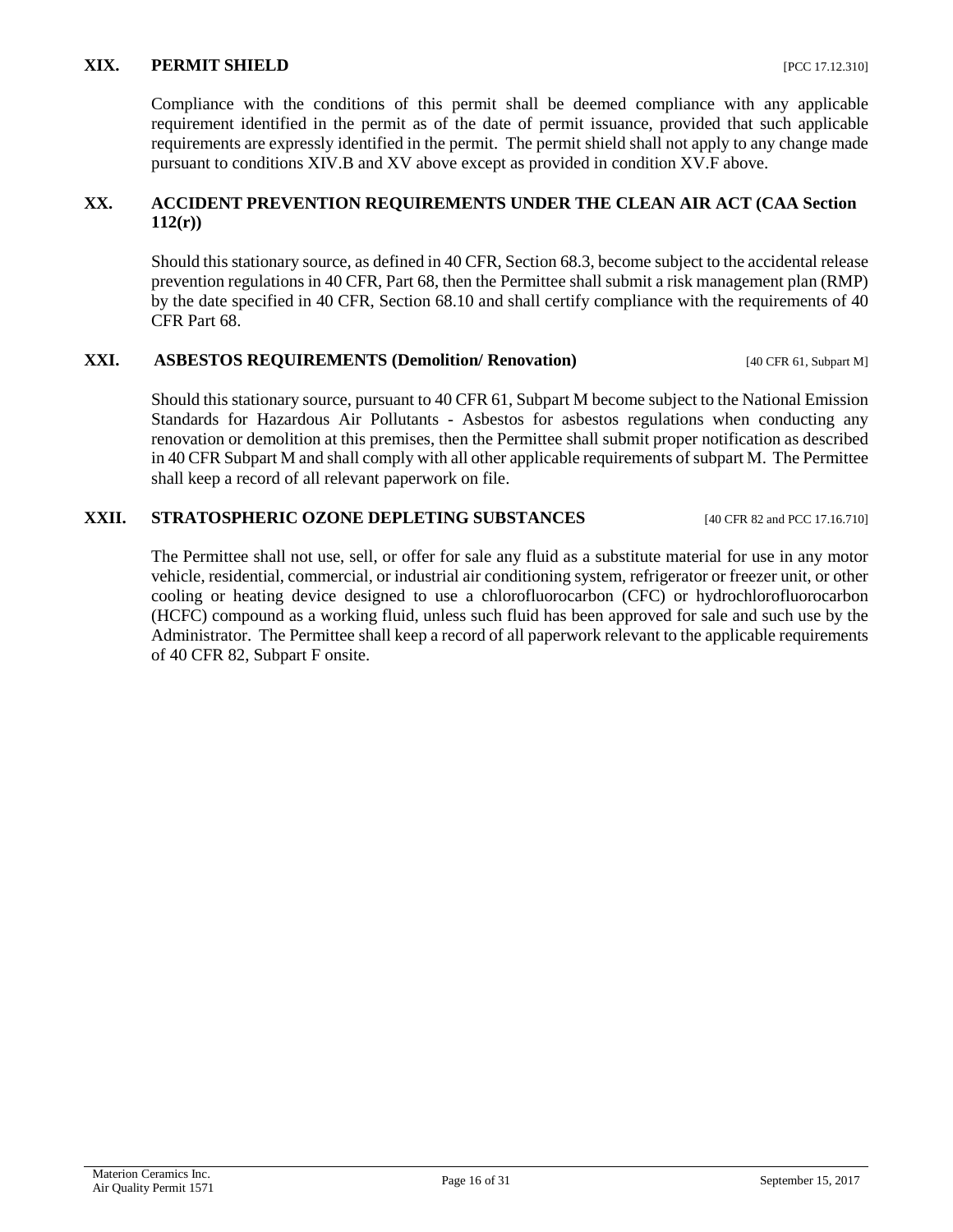## XIX. PERMIT SHIELD [PCC 17.12.310]

Compliance with the conditions of this permit shall be deemed compliance with any applicable requirement identified in the permit as of the date of permit issuance, provided that such applicable requirements are expressly identified in the permit. The permit shield shall not apply to any change made pursuant to conditions XIV.B and XV above except as provided in condition XV.F above.

## XX. ACCIDENT PREVENTION REQUIREMENTS UNDER THE CLEAN AIR ACT (CAA Section 112(r))

Should this stationary source, as defined in 40 CFR, Section 68.3, become subject to the accidental release prevention regulations in 40 CFR, Part 68, then the Permittee shall submit a risk management plan (RMP) by the date specified in 40 CFR, Section 68.10 and shall certify compliance with the requirements of 40 CFR Part 68.

## XXI. ASBESTOS REQUIREMENTS (Demolition/ Renovation) [40 CFR 61, Subpart M]

Should this stationary source, pursuant to 40 CFR 61, Subpart M become subject to the National Emission Standards for Hazardous Air Pollutants - Asbestos for asbestos regulations when conducting any renovation or demolition at this premises, then the Permittee shall submit proper notification as described in 40 CFR Subpart M and shall comply with all other applicable requirements of subpart M. The Permittee shall keep a record of all relevant paperwork on file.

## XXII. STRATOSPHERIC OZONE DEPLETING SUBSTANCES [40 CFR 82 and PCC 17.16.710]

The Permittee shall not use, sell, or offer for sale any fluid as a substitute material for use in any motor vehicle, residential, commercial, or industrial air conditioning system, refrigerator or freezer unit, or other cooling or heating device designed to use a chlorofluorocarbon (CFC) or hydrochlorofluorocarbon (HCFC) compound as a working fluid, unless such fluid has been approved for sale and such use by the Administrator. The Permittee shall keep a record of all paperwork relevant to the applicable requirements of 40 CFR 82, Subpart F onsite.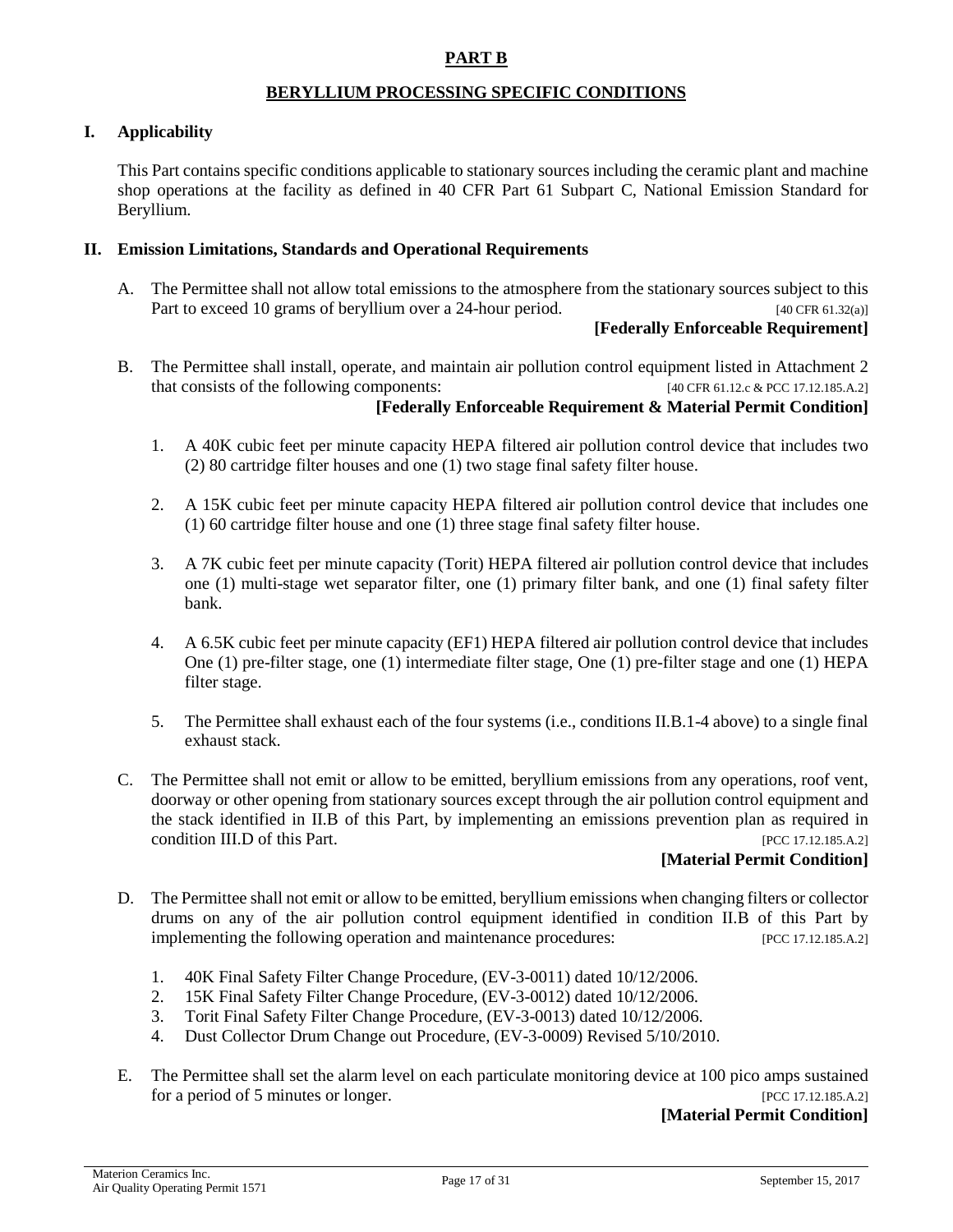# PART B

## BERYLLIUM PROCESSING SPECIFIC CONDITIONS

### I. Applicability

This Part contains specific conditions applicable to stationary sources including the ceramic plant and machine shop operations at the facility as defined in 40 CFR Part 61 Subpart C, National Emission Standard for Beryllium.

### II. Emission Limitations, Standards and Operational Requirements

A. The Permittee shall not allow total emissions to the atmosphere from the stationary sources subject to this Part to exceed 10 grams of beryllium over a 24-hour period. [40 CFR 61.32(a)]

**[Federally Enforceable Requirement]**

B. The Permittee shall install, operate, and maintain air pollution control equipment listed in Attachment 2 that consists of the following components: [40 CFR 61.12.c & PCC 17.12.185.A.2]

**[Federally Enforceable Requirement & Material Permit Condition]**

1. A 40K cubic feet per minute capacity HEPA filtered air pollution control device that includes two (2) 80 cartridge filter houses and one (1) two stage final safety filter house.

2. A 15K cubic feet per minute capacity HEPA filtered air pollution control device that includes one (1) 60 cartridge filter house and one (1) three stage final safety filter house.

3. A 7K cubic feet per minute capacity (Torit) HEPA filtered air pollution control device that includes one (1) multi-stage wet separator filter, one (1) primary filter bank, and one (1) final safety filter bank.

4. A 6.5K cubic feet per minute capacity (EF1) HEPA filtered air pollution control device that includes One (1) pre-filter stage, one (1) intermediate filter stage, One (1) pre-filter stage and one (1) HEPA filter stage.

5. The Permittee shall exhaust each of the four systems (i.e., conditions II.B.1-4 above) to a single final exhaust stack.

C. The Permittee shall not emit or allow to be emitted, beryllium emissions from any operations, roof vent, doorway or other opening from stationary sources except through the air pollution control equipment and the stack identified in II.B of this Part, by implementing an emissions prevention plan as required in condition III.D of this Part. [PCC 17.12.185.A.2]

**[Material Permit Condition]**

D. The Permittee shall not emit or allow to be emitted, beryllium emissions when changing filters or collector drums on any of the air pollution control equipment identified in condition II.B of this Part by implementing the following operation and maintenance procedures: [PCC 17.12.185.A.2]

1. 40K Final Safety Filter Change Procedure, (EV-3-0011) dated 10/12/2006.
2. 15K Final Safety Filter Change Procedure, (EV-3-0012) dated 10/12/2006.
3. Torit Final Safety Filter Change Procedure, (EV-3-0013) dated 10/12/2006.
4. Dust Collector Drum Change out Procedure, (EV-3-0009) Revised 5/10/2010.

E. The Permittee shall set the alarm level on each particulate monitoring device at 100 pico amps sustained for a period of 5 minutes or longer. [PCC 17.12.185.A.2]

**[Material Permit Condition]**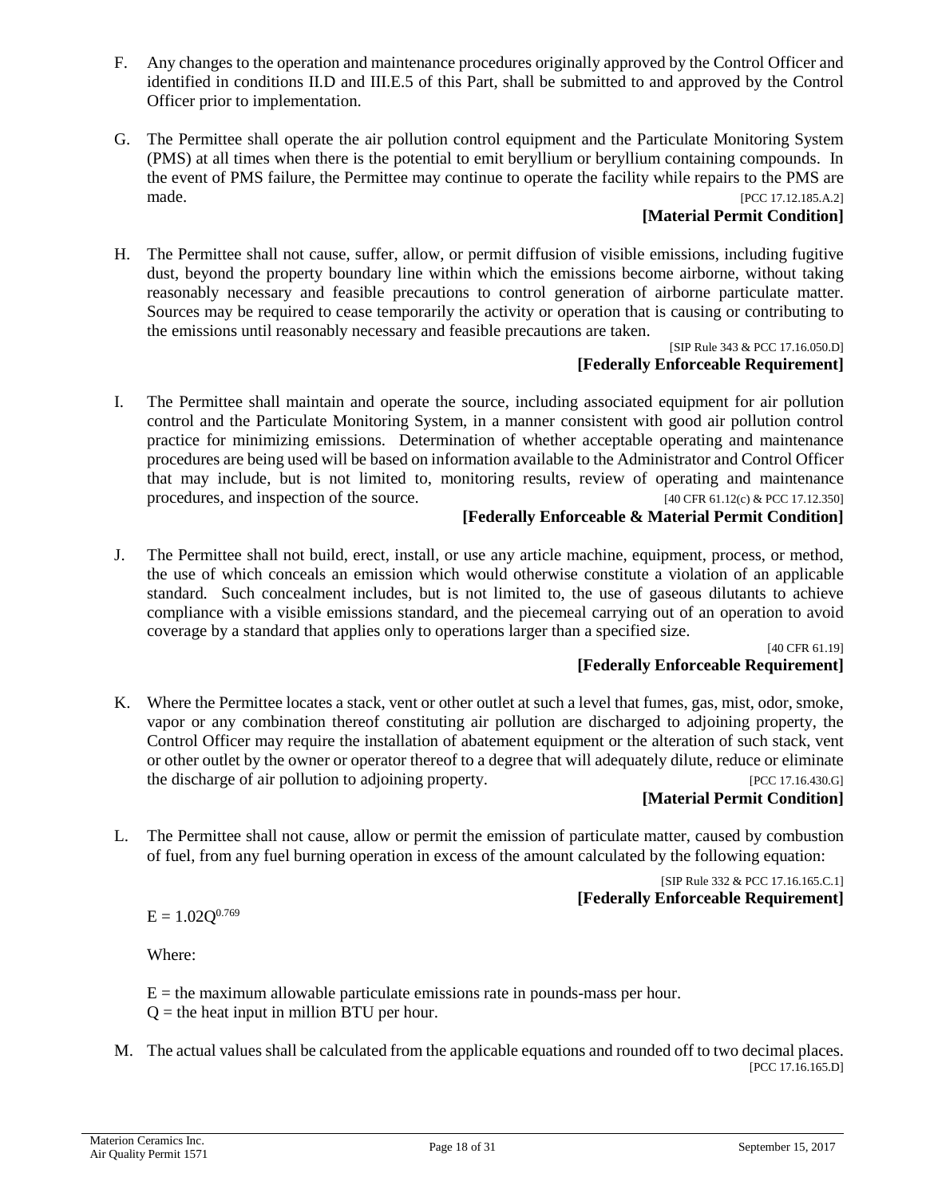F. Any changes to the operation and maintenance procedures originally approved by the Control Officer and identified in conditions II.D and III.E.5 of this Part, shall be submitted to and approved by the Control Officer prior to implementation.

G. The Permittee shall operate the air pollution control equipment and the Particulate Monitoring System (PMS) at all times when there is the potential to emit beryllium or beryllium containing compounds. In the event of PMS failure, the Permittee may continue to operate the facility while repairs to the PMS are made. [PCC 17.12.185.A.2]

**[Material Permit Condition]**

H. The Permittee shall not cause, suffer, allow, or permit diffusion of visible emissions, including fugitive dust, beyond the property boundary line within which the emissions become airborne, without taking reasonably necessary and feasible precautions to control generation of airborne particulate matter. Sources may be required to cease temporarily the activity or operation that is causing or contributing to the emissions until reasonably necessary and feasible precautions are taken.

[SIP Rule 343 & PCC 17.16.050.D]

**[Federally Enforceable Requirement]**

I. The Permittee shall maintain and operate the source, including associated equipment for air pollution control and the Particulate Monitoring System, in a manner consistent with good air pollution control practice for minimizing emissions. Determination of whether acceptable operating and maintenance procedures are being used will be based on information available to the Administrator and Control Officer that may include, but is not limited to, monitoring results, review of operating and maintenance procedures, and inspection of the source. [40 CFR 61.12(c) & PCC 17.12.350]

**[Federally Enforceable & Material Permit Condition]**

J. The Permittee shall not build, erect, install, or use any article machine, equipment, process, or method, the use of which conceals an emission which would otherwise constitute a violation of an applicable standard. Such concealment includes, but is not limited to, the use of gaseous dilutants to achieve compliance with a visible emissions standard, and the piecemeal carrying out of an operation to avoid coverage by a standard that applies only to operations larger than a specified size.

[40 CFR 61.19]

**[Federally Enforceable Requirement]**

K. Where the Permittee locates a stack, vent or other outlet at such a level that fumes, gas, mist, odor, smoke, vapor or any combination thereof constituting air pollution are discharged to adjoining property, the Control Officer may require the installation of abatement equipment or the alteration of such stack, vent or other outlet by the owner or operator thereof to a degree that will adequately dilute, reduce or eliminate the discharge of air pollution to adjoining property. [PCC 17.16.430.G]

**[Material Permit Condition]**

L. The Permittee shall not cause, allow or permit the emission of particulate matter, caused by combustion of fuel, from any fuel burning operation in excess of the amount calculated by the following equation:

[SIP Rule 332 & PCC 17.16.165.C.1]

**[Federally Enforceable Requirement]**

$$E = 1.02Q^{0.769}$$

Where:

$E$ = the maximum allowable particulate emissions rate in pounds-mass per hour.
$Q$ = the heat input in million BTU per hour.

M. The actual values shall be calculated from the applicable equations and rounded off to two decimal places. [PCC 17.16.165.D]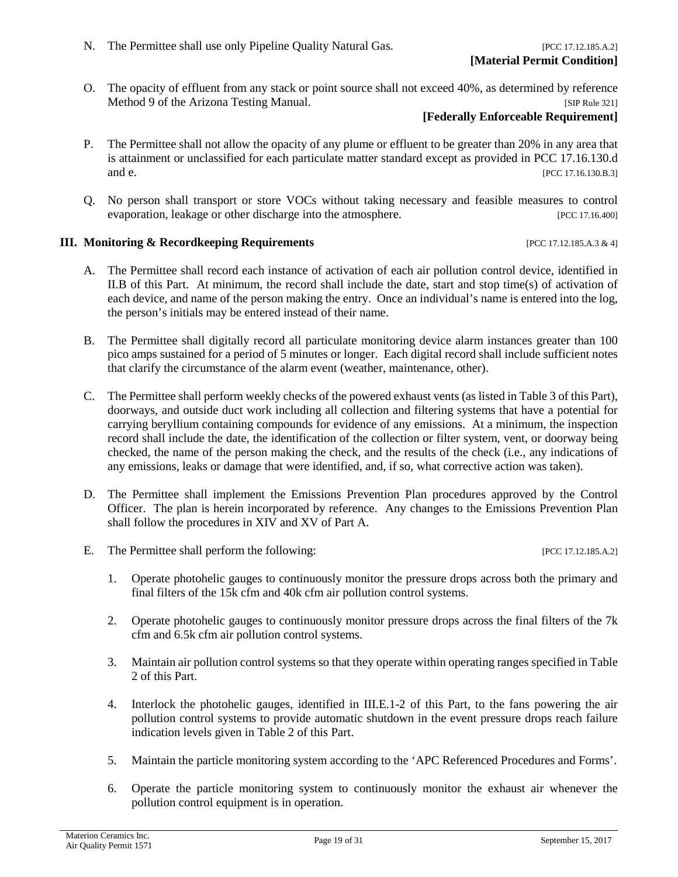N. The Permittee shall use only Pipeline Quality Natural Gas. [PCC 17.12.185.A.2]

**[Material Permit Condition]**

O. The opacity of effluent from any stack or point source shall not exceed 40%, as determined by reference Method 9 of the Arizona Testing Manual. [SIP Rule 321]

**[Federally Enforceable Requirement]**

P. The Permittee shall not allow the opacity of any plume or effluent to be greater than 20% in any area that is attainment or unclassified for each particulate matter standard except as provided in PCC 17.16.130.d and e. [PCC 17.16.130.B.3]

Q. No person shall transport or store VOCs without taking necessary and feasible measures to control evaporation, leakage or other discharge into the atmosphere. [PCC 17.16.400]

## III. Monitoring & Recordkeeping Requirements [PCC 17.12.185.A.3 & 4]

A. The Permittee shall record each instance of activation of each air pollution control device, identified in II.B of this Part. At minimum, the record shall include the date, start and stop time(s) of activation of each device, and name of the person making the entry. Once an individual's name is entered into the log, the person's initials may be entered instead of their name.

B. The Permittee shall digitally record all particulate monitoring device alarm instances greater than 100 pico amps sustained for a period of 5 minutes or longer. Each digital record shall include sufficient notes that clarify the circumstance of the alarm event (weather, maintenance, other).

C. The Permittee shall perform weekly checks of the powered exhaust vents (as listed in Table 3 of this Part), doorways, and outside duct work including all collection and filtering systems that have a potential for carrying beryllium containing compounds for evidence of any emissions. At a minimum, the inspection record shall include the date, the identification of the collection or filter system, vent, or doorway being checked, the name of the person making the check, and the results of the check (i.e., any indications of any emissions, leaks or damage that were identified, and, if so, what corrective action was taken).

D. The Permittee shall implement the Emissions Prevention Plan procedures approved by the Control Officer. The plan is herein incorporated by reference. Any changes to the Emissions Prevention Plan shall follow the procedures in XIV and XV of Part A.

E. The Permittee shall perform the following: [PCC 17.12.185.A.2]

1. Operate photohelic gauges to continuously monitor the pressure drops across both the primary and final filters of the 15k cfm and 40k cfm air pollution control systems.

2. Operate photohelic gauges to continuously monitor pressure drops across the final filters of the 7k cfm and 6.5k cfm air pollution control systems.

3. Maintain air pollution control systems so that they operate within operating ranges specified in Table 2 of this Part.

4. Interlock the photohelic gauges, identified in III.E.1-2 of this Part, to the fans powering the air pollution control systems to provide automatic shutdown in the event pressure drops reach failure indication levels given in Table 2 of this Part.

5. Maintain the particle monitoring system according to the 'APC Referenced Procedures and Forms'.

6. Operate the particle monitoring system to continuously monitor the exhaust air whenever the pollution control equipment is in operation.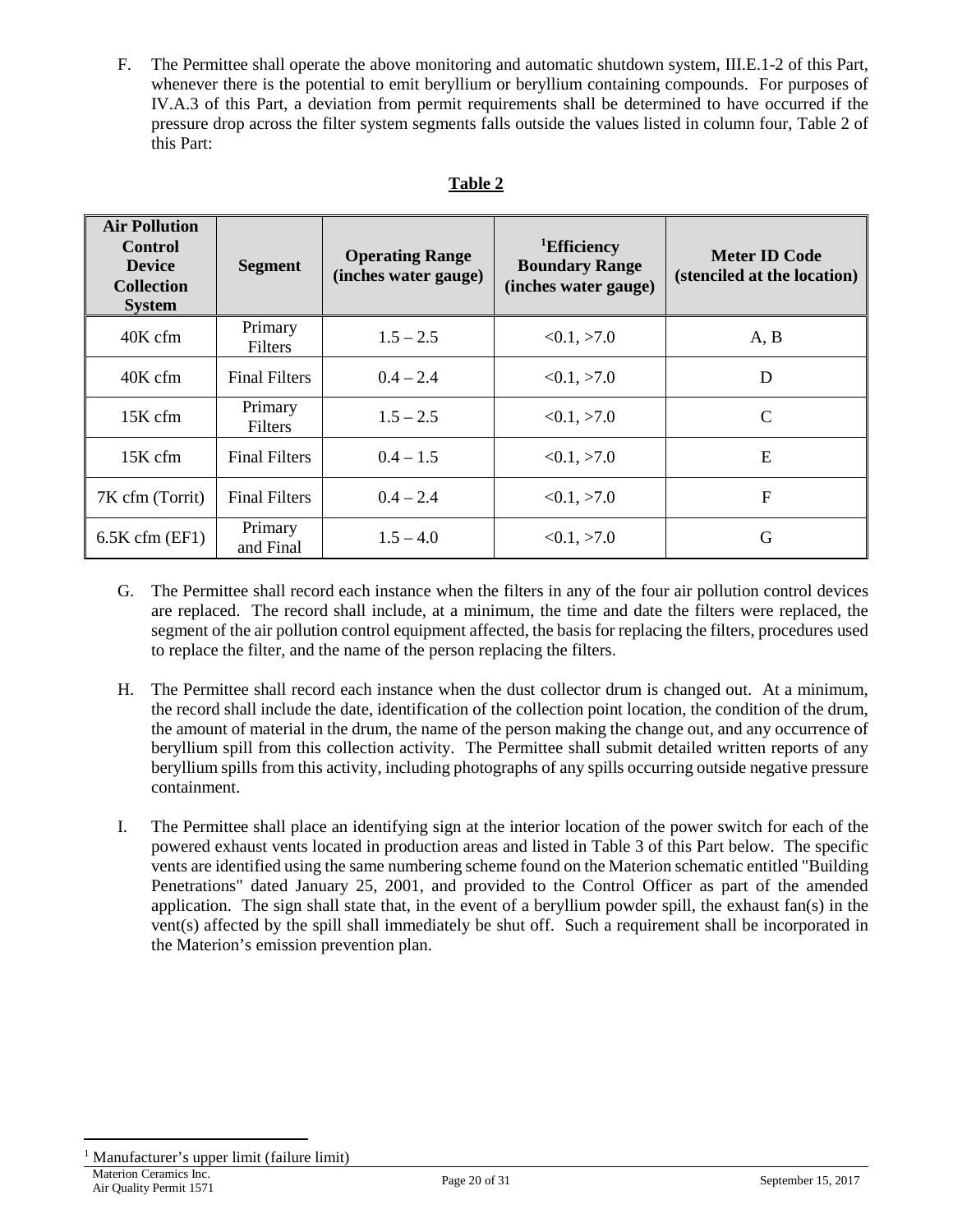F. The Permittee shall operate the above monitoring and automatic shutdown system, III.E.1-2 of this Part, whenever there is the potential to emit beryllium or beryllium containing compounds. For purposes of IV.A.3 of this Part, a deviation from permit requirements shall be determined to have occurred if the pressure drop across the filter system segments falls outside the values listed in column four, Table 2 of this Part:

**Table 2**

| Air Pollution Control Device Collection System | Segment | Operating Range (inches water gauge) | [1]Efficiency Boundary Range (inches water gauge) | Meter ID Code (stenciled at the location) |
|---|---|---|---|---|
| 40K cfm | Primary Filters | 1.5 – 2.5 | <0.1, >7.0 | A, B |
| 40K cfm | Final Filters | 0.4 – 2.4 | <0.1, >7.0 | D |
| 15K cfm | Primary Filters | 1.5 – 2.5 | <0.1, >7.0 | C |
| 15K cfm | Final Filters | 0.4 – 1.5 | <0.1, >7.0 | E |
| 7K cfm (Torrit) | Final Filters | 0.4 – 2.4 | <0.1, >7.0 | F |
| 6.5K cfm (EF1) | Primary and Final | 1.5 – 4.0 | <0.1, >7.0 | G |

G. The Permittee shall record each instance when the filters in any of the four air pollution control devices are replaced. The record shall include, at a minimum, the time and date the filters were replaced, the segment of the air pollution control equipment affected, the basis for replacing the filters, procedures used to replace the filter, and the name of the person replacing the filters.

H. The Permittee shall record each instance when the dust collector drum is changed out. At a minimum, the record shall include the date, identification of the collection point location, the condition of the drum, the amount of material in the drum, the name of the person making the change out, and any occurrence of beryllium spill from this collection activity. The Permittee shall submit detailed written reports of any beryllium spills from this activity, including photographs of any spills occurring outside negative pressure containment.

I. The Permittee shall place an identifying sign at the interior location of the power switch for each of the powered exhaust vents located in production areas and listed in Table 3 of this Part below. The specific vents are identified using the same numbering scheme found on the Materion schematic entitled "Building Penetrations" dated January 25, 2001, and provided to the Control Officer as part of the amended application. The sign shall state that, in the event of a beryllium powder spill, the exhaust fan(s) in the vent(s) affected by the spill shall immediately be shut off. Such a requirement shall be incorporated in the Materion's emission prevention plan.

[1] Manufacturer's upper limit (failure limit)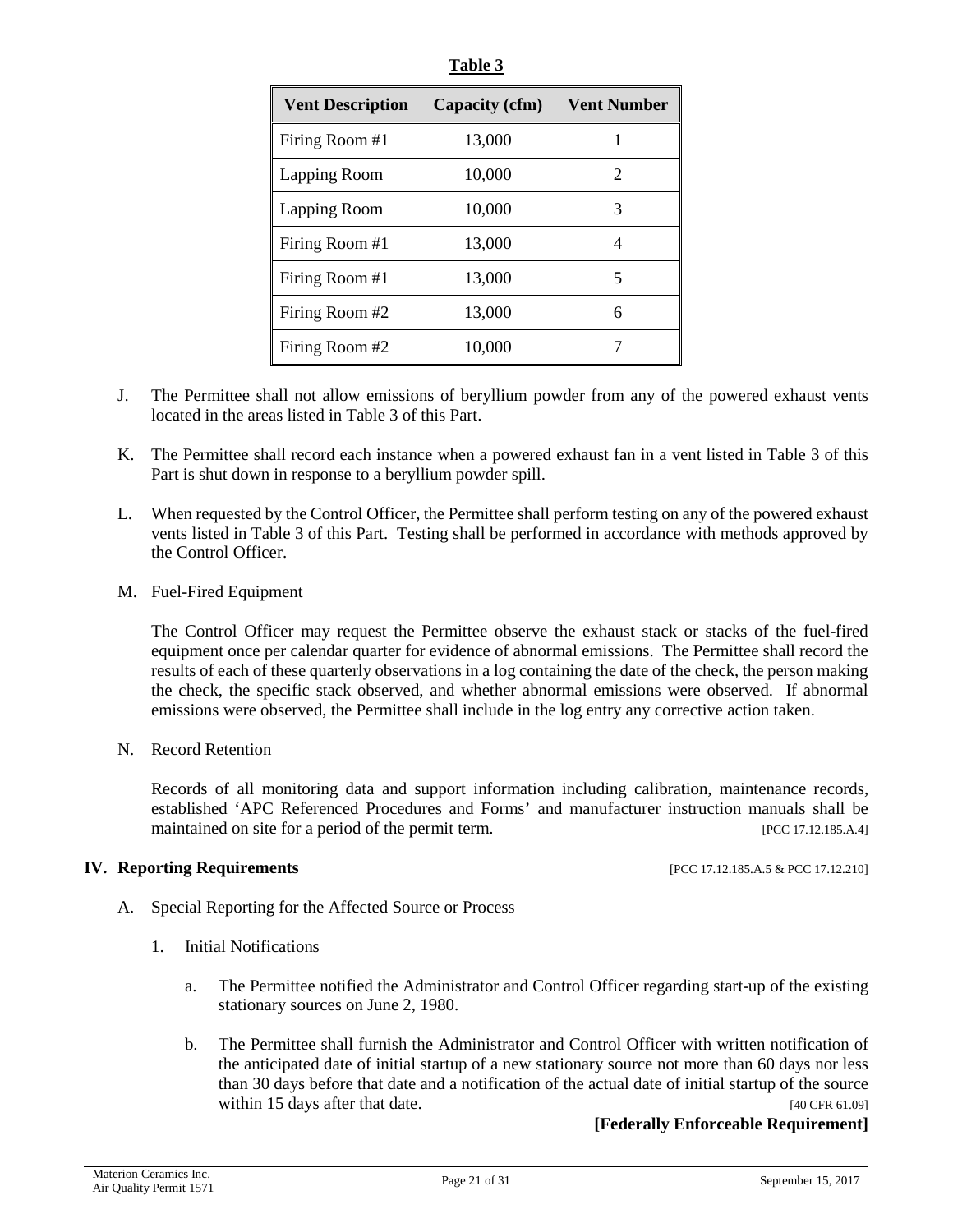**Table 3**

| Vent Description | Capacity (cfm) | Vent Number |
|---|---|---|
| Firing Room #1 | 13,000 | 1 |
| Lapping Room | 10,000 | 2 |
| Lapping Room | 10,000 | 3 |
| Firing Room #1 | 13,000 | 4 |
| Firing Room #1 | 13,000 | 5 |
| Firing Room #2 | 13,000 | 6 |
| Firing Room #2 | 10,000 | 7 |

J. The Permittee shall not allow emissions of beryllium powder from any of the powered exhaust vents located in the areas listed in Table 3 of this Part.

K. The Permittee shall record each instance when a powered exhaust fan in a vent listed in Table 3 of this Part is shut down in response to a beryllium powder spill.

L. When requested by the Control Officer, the Permittee shall perform testing on any of the powered exhaust vents listed in Table 3 of this Part. Testing shall be performed in accordance with methods approved by the Control Officer.

M. Fuel-Fired Equipment

The Control Officer may request the Permittee observe the exhaust stack or stacks of the fuel-fired equipment once per calendar quarter for evidence of abnormal emissions. The Permittee shall record the results of each of these quarterly observations in a log containing the date of the check, the person making the check, the specific stack observed, and whether abnormal emissions were observed. If abnormal emissions were observed, the Permittee shall include in the log entry any corrective action taken.

N. Record Retention

Records of all monitoring data and support information including calibration, maintenance records, established 'APC Referenced Procedures and Forms' and manufacturer instruction manuals shall be maintained on site for a period of the permit term. [PCC 17.12.185.A.4]

## IV. Reporting Requirements [PCC 17.12.185.A.5 & PCC 17.12.210]

A. Special Reporting for the Affected Source or Process

1. Initial Notifications

a. The Permittee notified the Administrator and Control Officer regarding start-up of the existing stationary sources on June 2, 1980.

b. The Permittee shall furnish the Administrator and Control Officer with written notification of the anticipated date of initial startup of a new stationary source not more than 60 days nor less than 30 days before that date and a notification of the actual date of initial startup of the source within 15 days after that date. [40 CFR 61.09]

**[Federally Enforceable Requirement]**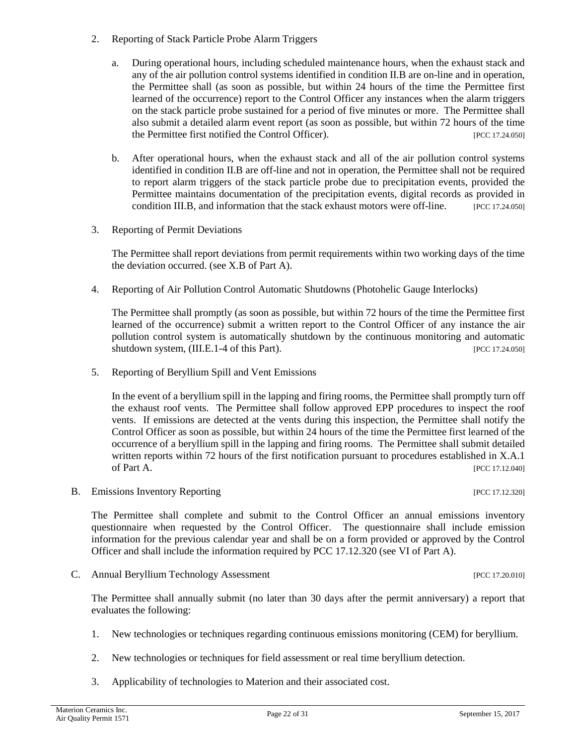2. Reporting of Stack Particle Probe Alarm Triggers

   a. During operational hours, including scheduled maintenance hours, when the exhaust stack and any of the air pollution control systems identified in condition II.B are on-line and in operation, the Permittee shall (as soon as possible, but within 24 hours of the time the Permittee first learned of the occurrence) report to the Control Officer any instances when the alarm triggers on the stack particle probe sustained for a period of five minutes or more. The Permittee shall also submit a detailed alarm event report (as soon as possible, but within 72 hours of the time the Permittee first notified the Control Officer). [PCC 17.24.050]

   b. After operational hours, when the exhaust stack and all of the air pollution control systems identified in condition II.B are off-line and not in operation, the Permittee shall not be required to report alarm triggers of the stack particle probe due to precipitation events, provided the Permittee maintains documentation of the precipitation events, digital records as provided in condition III.B, and information that the stack exhaust motors were off-line. [PCC 17.24.050]

3. Reporting of Permit Deviations

   The Permittee shall report deviations from permit requirements within two working days of the time the deviation occurred. (see X.B of Part A).

4. Reporting of Air Pollution Control Automatic Shutdowns (Photohelic Gauge Interlocks)

   The Permittee shall promptly (as soon as possible, but within 72 hours of the time the Permittee first learned of the occurrence) submit a written report to the Control Officer of any instance the air pollution control system is automatically shutdown by the continuous monitoring and automatic shutdown system, (III.E.1-4 of this Part). [PCC 17.24.050]

5. Reporting of Beryllium Spill and Vent Emissions

   In the event of a beryllium spill in the lapping and firing rooms, the Permittee shall promptly turn off the exhaust roof vents. The Permittee shall follow approved EPP procedures to inspect the roof vents. If emissions are detected at the vents during this inspection, the Permittee shall notify the Control Officer as soon as possible, but within 24 hours of the time the Permittee first learned of the occurrence of a beryllium spill in the lapping and firing rooms. The Permittee shall submit detailed written reports within 72 hours of the first notification pursuant to procedures established in X.A.1 of Part A. [PCC 17.12.040]

B. Emissions Inventory Reporting [PCC 17.12.320]

The Permittee shall complete and submit to the Control Officer an annual emissions inventory questionnaire when requested by the Control Officer. The questionnaire shall include emission information for the previous calendar year and shall be on a form provided or approved by the Control Officer and shall include the information required by PCC 17.12.320 (see VI of Part A).

C. Annual Beryllium Technology Assessment [PCC 17.20.010]

The Permittee shall annually submit (no later than 30 days after the permit anniversary) a report that evaluates the following:

1. New technologies or techniques regarding continuous emissions monitoring (CEM) for beryllium.

2. New technologies or techniques for field assessment or real time beryllium detection.

3. Applicability of technologies to Materion and their associated cost.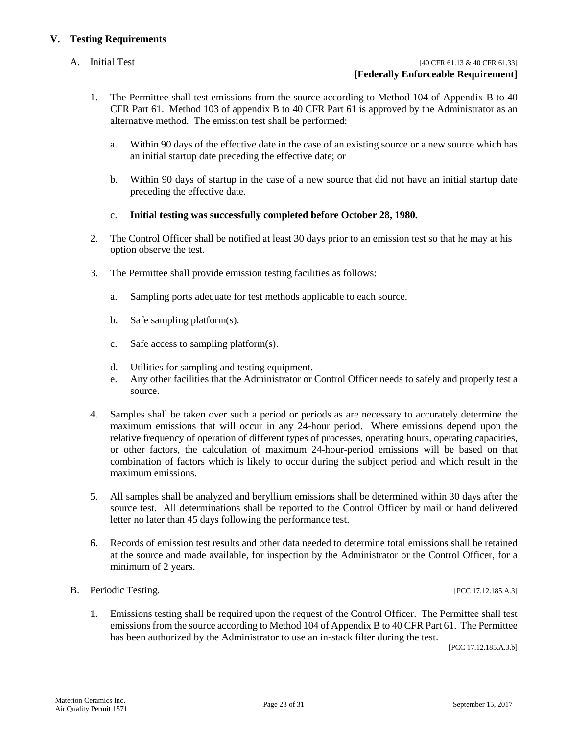## V. Testing Requirements

A. Initial Test [40 CFR 61.13 & 40 CFR 61.33]
**[Federally Enforceable Requirement]**

1. The Permittee shall test emissions from the source according to Method 104 of Appendix B to 40 CFR Part 61. Method 103 of appendix B to 40 CFR Part 61 is approved by the Administrator as an alternative method. The emission test shall be performed:

   a. Within 90 days of the effective date in the case of an existing source or a new source which has an initial startup date preceding the effective date; or

   b. Within 90 days of startup in the case of a new source that did not have an initial startup date preceding the effective date.

   c. **Initial testing was successfully completed before October 28, 1980.**

2. The Control Officer shall be notified at least 30 days prior to an emission test so that he may at his option observe the test.

3. The Permittee shall provide emission testing facilities as follows:

   a. Sampling ports adequate for test methods applicable to each source.

   b. Safe sampling platform(s).

   c. Safe access to sampling platform(s).

   d. Utilities for sampling and testing equipment.

   e. Any other facilities that the Administrator or Control Officer needs to safely and properly test a source.

4. Samples shall be taken over such a period or periods as are necessary to accurately determine the maximum emissions that will occur in any 24-hour period. Where emissions depend upon the relative frequency of operation of different types of processes, operating hours, operating capacities, or other factors, the calculation of maximum 24-hour-period emissions will be based on that combination of factors which is likely to occur during the subject period and which result in the maximum emissions.

5. All samples shall be analyzed and beryllium emissions shall be determined within 30 days after the source test. All determinations shall be reported to the Control Officer by mail or hand delivered letter no later than 45 days following the performance test.

6. Records of emission test results and other data needed to determine total emissions shall be retained at the source and made available, for inspection by the Administrator or the Control Officer, for a minimum of 2 years.

B. Periodic Testing. [PCC 17.12.185.A.3]

1. Emissions testing shall be required upon the request of the Control Officer. The Permittee shall test emissions from the source according to Method 104 of Appendix B to 40 CFR Part 61. The Permittee has been authorized by the Administrator to use an in-stack filter during the test.
   [PCC 17.12.185.A.3.b]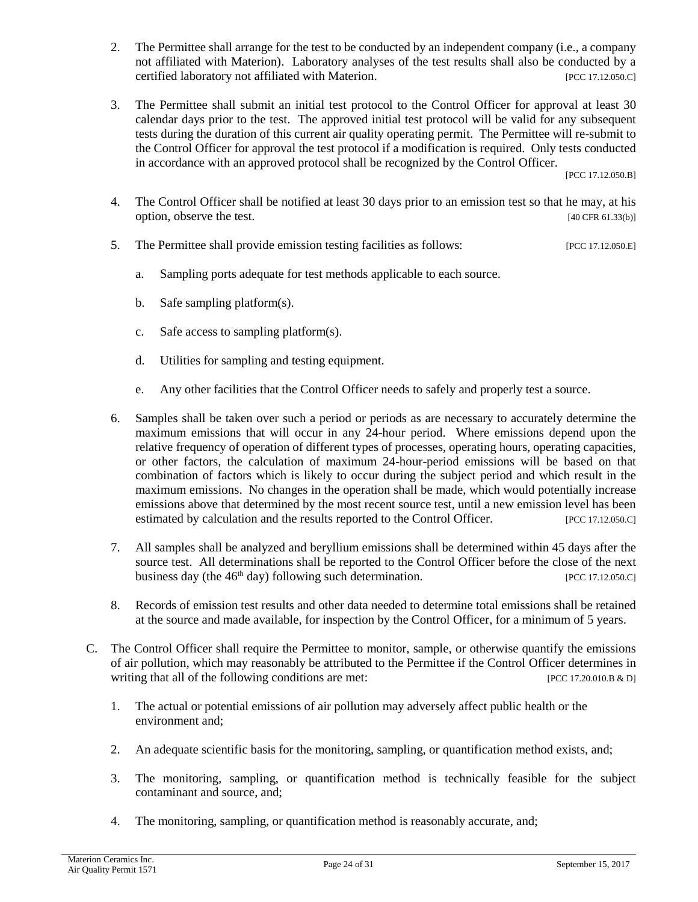2. The Permittee shall arrange for the test to be conducted by an independent company (i.e., a company not affiliated with Materion). Laboratory analyses of the test results shall also be conducted by a certified laboratory not affiliated with Materion. [PCC 17.12.050.C]

3. The Permittee shall submit an initial test protocol to the Control Officer for approval at least 30 calendar days prior to the test. The approved initial test protocol will be valid for any subsequent tests during the duration of this current air quality operating permit. The Permittee will re-submit to the Control Officer for approval the test protocol if a modification is required. Only tests conducted in accordance with an approved protocol shall be recognized by the Control Officer. [PCC 17.12.050.B]

4. The Control Officer shall be notified at least 30 days prior to an emission test so that he may, at his option, observe the test. [40 CFR 61.33(b)]

5. The Permittee shall provide emission testing facilities as follows: [PCC 17.12.050.E]

   a. Sampling ports adequate for test methods applicable to each source.

   b. Safe sampling platform(s).

   c. Safe access to sampling platform(s).

   d. Utilities for sampling and testing equipment.

   e. Any other facilities that the Control Officer needs to safely and properly test a source.

6. Samples shall be taken over such a period or periods as are necessary to accurately determine the maximum emissions that will occur in any 24-hour period. Where emissions depend upon the relative frequency of operation of different types of processes, operating hours, operating capacities, or other factors, the calculation of maximum 24-hour-period emissions will be based on that combination of factors which is likely to occur during the subject period and which result in the maximum emissions. No changes in the operation shall be made, which would potentially increase emissions above that determined by the most recent source test, until a new emission level has been estimated by calculation and the results reported to the Control Officer. [PCC 17.12.050.C]

7. All samples shall be analyzed and beryllium emissions shall be determined within 45 days after the source test. All determinations shall be reported to the Control Officer before the close of the next business day (the 46th day) following such determination. [PCC 17.12.050.C]

8. Records of emission test results and other data needed to determine total emissions shall be retained at the source and made available, for inspection by the Control Officer, for a minimum of 5 years.

C. The Control Officer shall require the Permittee to monitor, sample, or otherwise quantify the emissions of air pollution, which may reasonably be attributed to the Permittee if the Control Officer determines in writing that all of the following conditions are met: [PCC 17.20.010.B & D]

   1. The actual or potential emissions of air pollution may adversely affect public health or the environment and;

   2. An adequate scientific basis for the monitoring, sampling, or quantification method exists, and;

   3. The monitoring, sampling, or quantification method is technically feasible for the subject contaminant and source, and;

   4. The monitoring, sampling, or quantification method is reasonably accurate, and;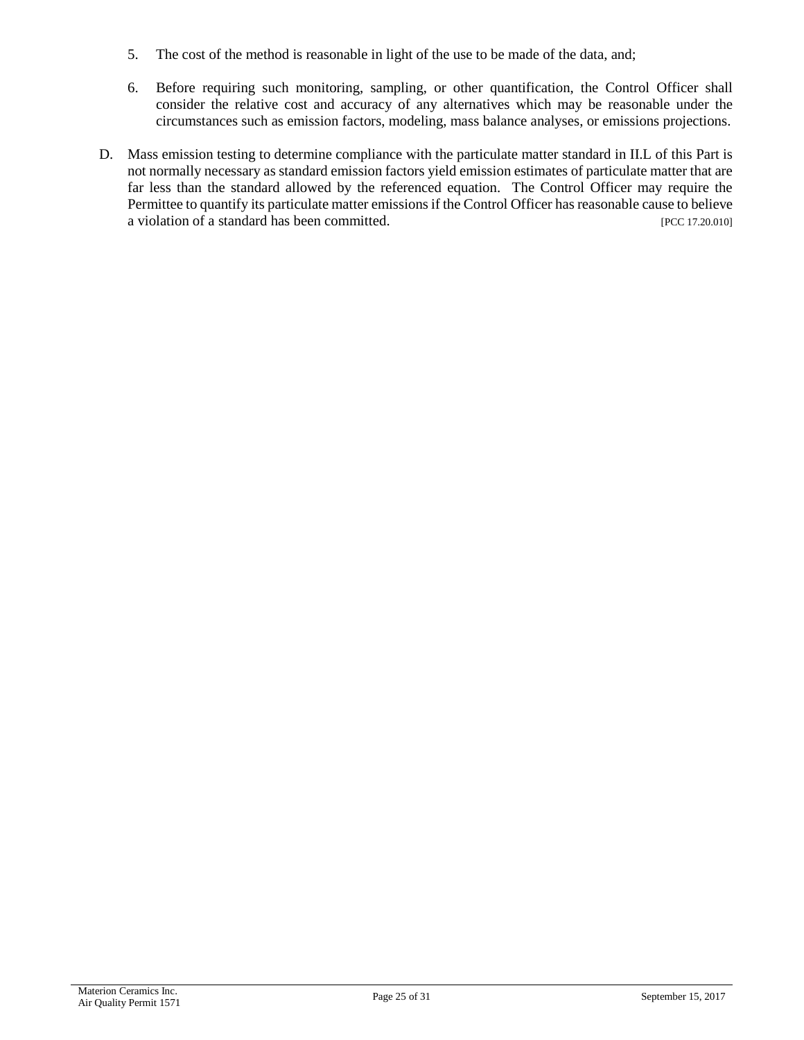5. The cost of the method is reasonable in light of the use to be made of the data, and;

6. Before requiring such monitoring, sampling, or other quantification, the Control Officer shall consider the relative cost and accuracy of any alternatives which may be reasonable under the circumstances such as emission factors, modeling, mass balance analyses, or emissions projections.

D. Mass emission testing to determine compliance with the particulate matter standard in II.L of this Part is not normally necessary as standard emission factors yield emission estimates of particulate matter that are far less than the standard allowed by the referenced equation. The Control Officer may require the Permittee to quantify its particulate matter emissions if the Control Officer has reasonable cause to believe a violation of a standard has been committed. [PCC 17.20.010]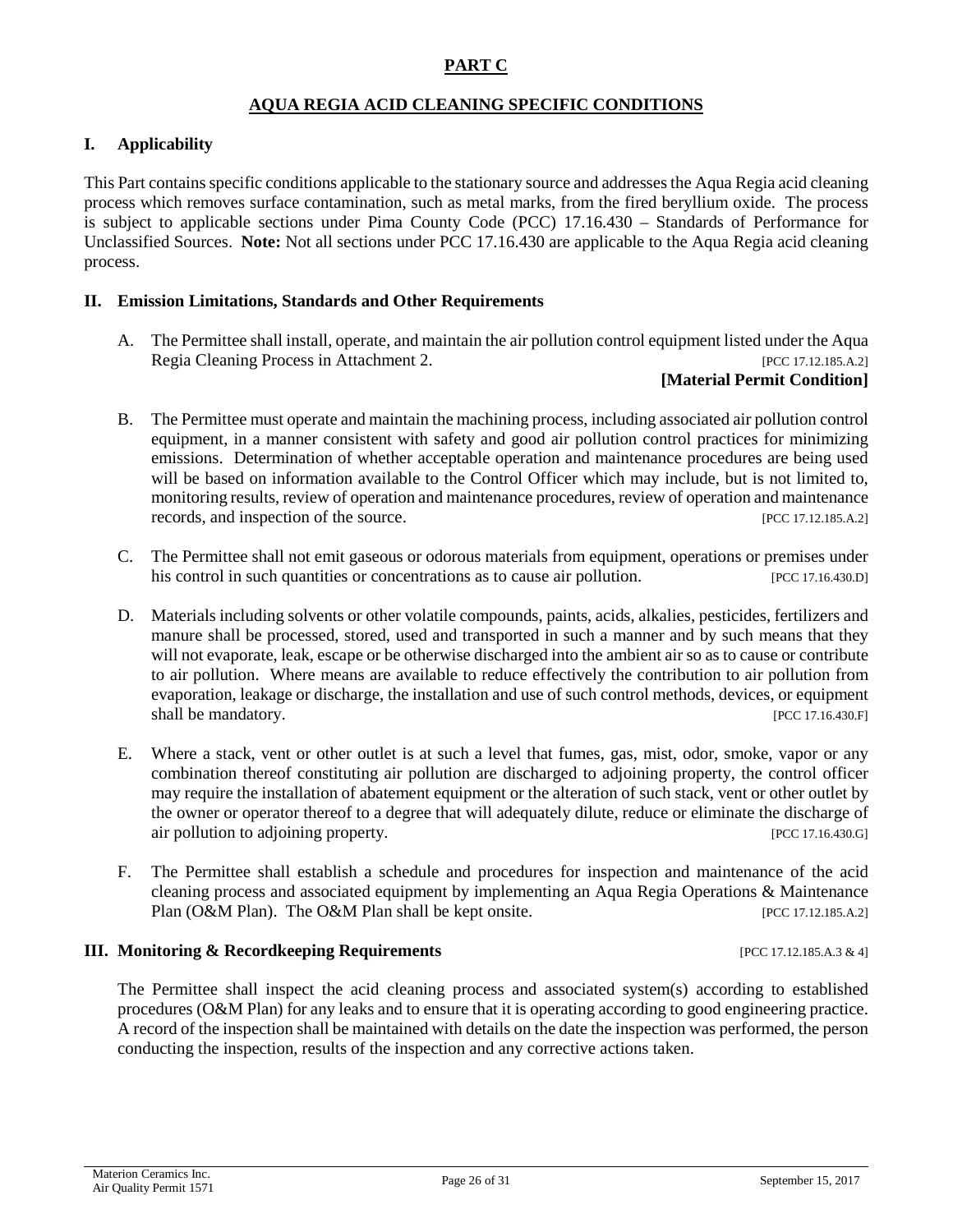# PART C

## AQUA REGIA ACID CLEANING SPECIFIC CONDITIONS

### I. Applicability

This Part contains specific conditions applicable to the stationary source and addresses the Aqua Regia acid cleaning process which removes surface contamination, such as metal marks, from the fired beryllium oxide. The process is subject to applicable sections under Pima County Code (PCC) 17.16.430 – Standards of Performance for Unclassified Sources. **Note:** Not all sections under PCC 17.16.430 are applicable to the Aqua Regia acid cleaning process.

### II. Emission Limitations, Standards and Other Requirements

A. The Permittee shall install, operate, and maintain the air pollution control equipment listed under the Aqua Regia Cleaning Process in Attachment 2. [PCC 17.12.185.A.2]

**[Material Permit Condition]**

B. The Permittee must operate and maintain the machining process, including associated air pollution control equipment, in a manner consistent with safety and good air pollution control practices for minimizing emissions. Determination of whether acceptable operation and maintenance procedures are being used will be based on information available to the Control Officer which may include, but is not limited to, monitoring results, review of operation and maintenance procedures, review of operation and maintenance records, and inspection of the source. [PCC 17.12.185.A.2]

C. The Permittee shall not emit gaseous or odorous materials from equipment, operations or premises under his control in such quantities or concentrations as to cause air pollution. [PCC 17.16.430.D]

D. Materials including solvents or other volatile compounds, paints, acids, alkalies, pesticides, fertilizers and manure shall be processed, stored, used and transported in such a manner and by such means that they will not evaporate, leak, escape or be otherwise discharged into the ambient air so as to cause or contribute to air pollution. Where means are available to reduce effectively the contribution to air pollution from evaporation, leakage or discharge, the installation and use of such control methods, devices, or equipment shall be mandatory. [PCC 17.16.430.F]

E. Where a stack, vent or other outlet is at such a level that fumes, gas, mist, odor, smoke, vapor or any combination thereof constituting air pollution are discharged to adjoining property, the control officer may require the installation of abatement equipment or the alteration of such stack, vent or other outlet by the owner or operator thereof to a degree that will adequately dilute, reduce or eliminate the discharge of air pollution to adjoining property. [PCC 17.16.430.G]

F. The Permittee shall establish a schedule and procedures for inspection and maintenance of the acid cleaning process and associated equipment by implementing an Aqua Regia Operations & Maintenance Plan (O&M Plan). The O&M Plan shall be kept onsite. [PCC 17.12.185.A.2]

### III. Monitoring & Recordkeeping Requirements [PCC 17.12.185.A.3 & 4]

The Permittee shall inspect the acid cleaning process and associated system(s) according to established procedures (O&M Plan) for any leaks and to ensure that it is operating according to good engineering practice. A record of the inspection shall be maintained with details on the date the inspection was performed, the person conducting the inspection, results of the inspection and any corrective actions taken.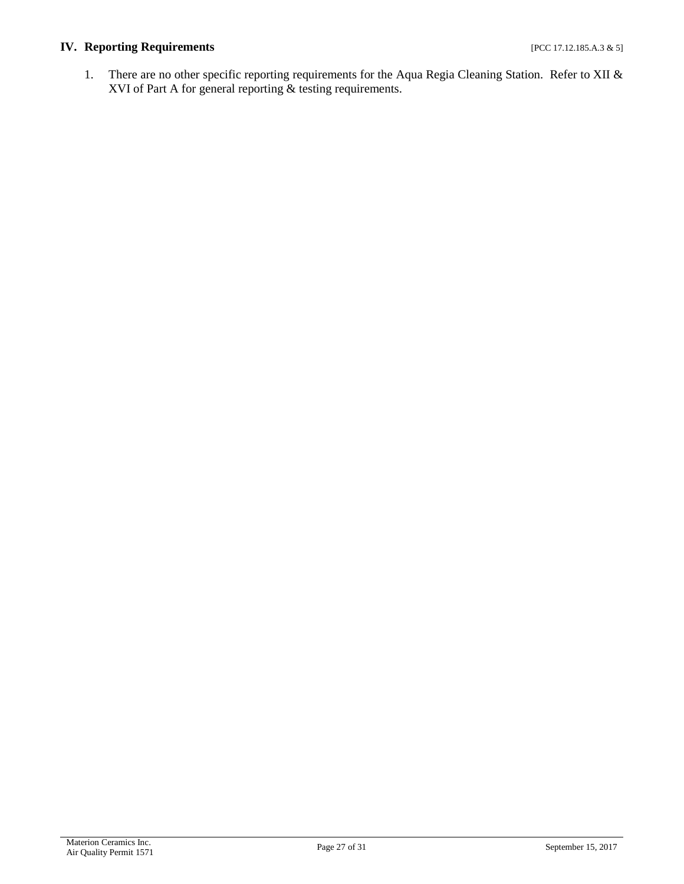## IV. Reporting Requirements [PCC 17.12.185.A.3 & 5]

1. There are no other specific reporting requirements for the Aqua Regia Cleaning Station. Refer to XII & XVI of Part A for general reporting & testing requirements.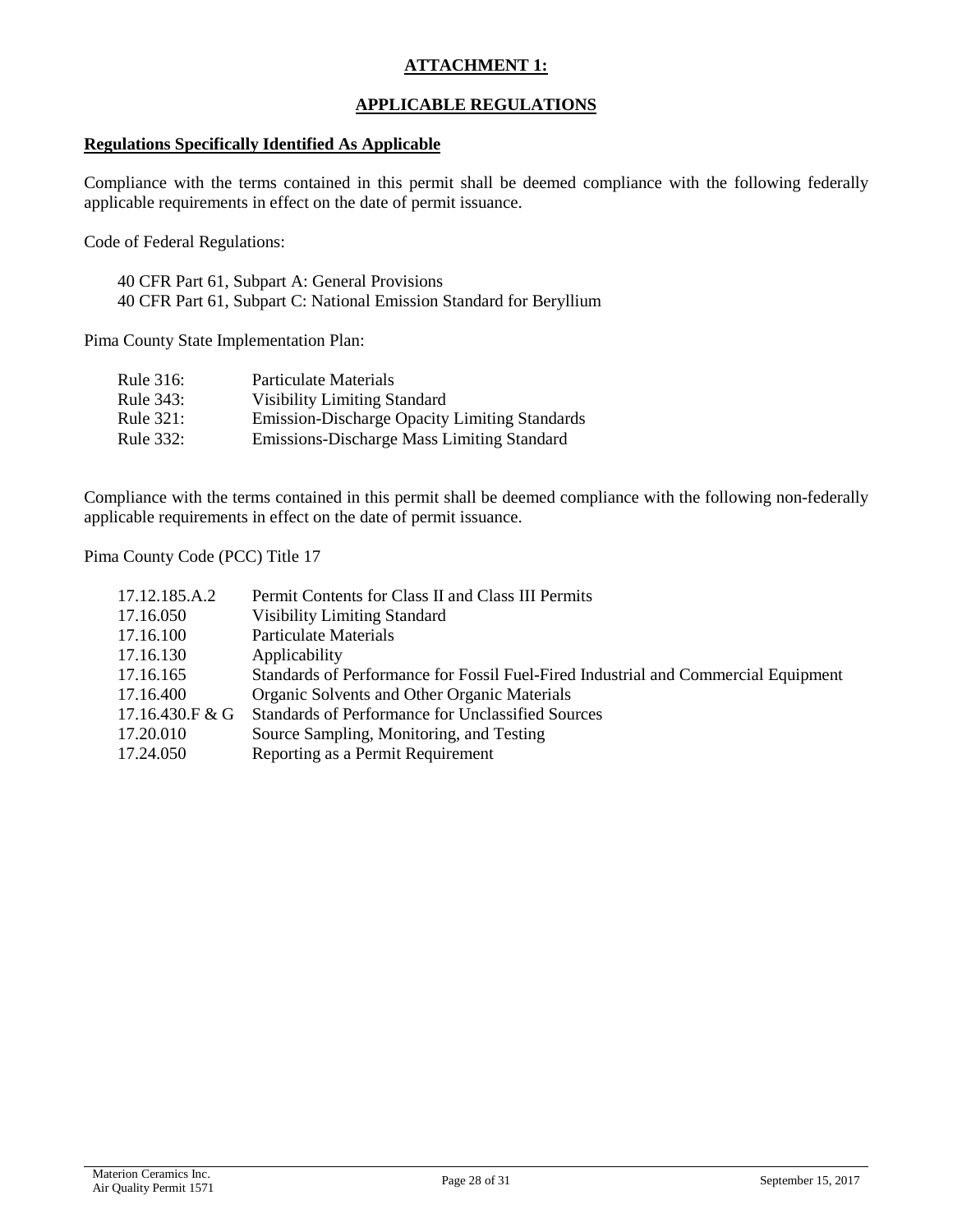# ATTACHMENT 1:

## APPLICABLE REGULATIONS

**Regulations Specifically Identified As Applicable**

Compliance with the terms contained in this permit shall be deemed compliance with the following federally applicable requirements in effect on the date of permit issuance.

Code of Federal Regulations:

40 CFR Part 61, Subpart A: General Provisions
40 CFR Part 61, Subpart C: National Emission Standard for Beryllium

Pima County State Implementation Plan:

| | |
|---|---|
| Rule 316: | Particulate Materials |
| Rule 343: | Visibility Limiting Standard |
| Rule 321: | Emission-Discharge Opacity Limiting Standards |
| Rule 332: | Emissions-Discharge Mass Limiting Standard |

Compliance with the terms contained in this permit shall be deemed compliance with the following non-federally applicable requirements in effect on the date of permit issuance.

Pima County Code (PCC) Title 17

| | |
|---|---|
| 17.12.185.A.2 | Permit Contents for Class II and Class III Permits |
| 17.16.050 | Visibility Limiting Standard |
| 17.16.100 | Particulate Materials |
| 17.16.130 | Applicability |
| 17.16.165 | Standards of Performance for Fossil Fuel-Fired Industrial and Commercial Equipment |
| 17.16.400 | Organic Solvents and Other Organic Materials |
| 17.16.430.F & G | Standards of Performance for Unclassified Sources |
| 17.20.010 | Source Sampling, Monitoring, and Testing |
| 17.24.050 | Reporting as a Permit Requirement |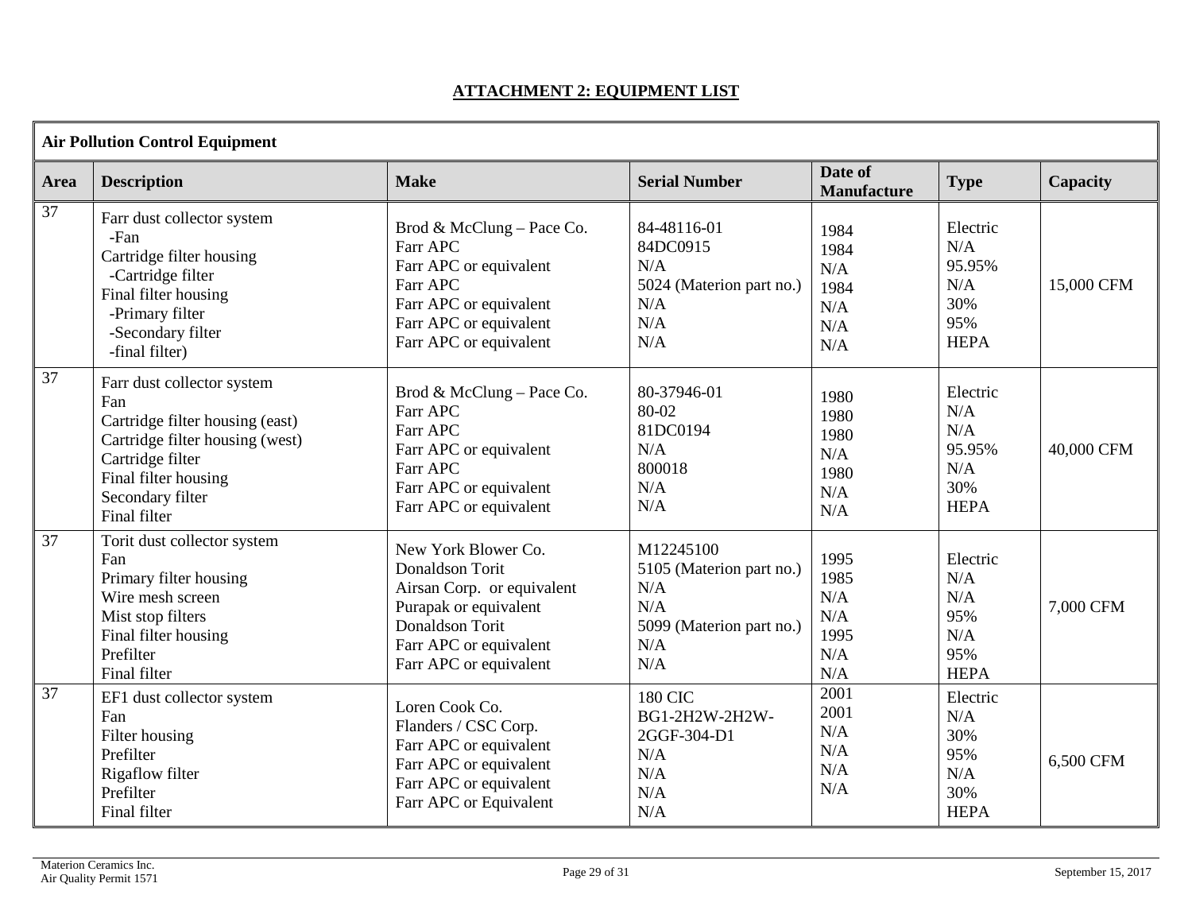## ATTACHMENT 2: EQUIPMENT LIST

| Air Pollution Control Equipment | | | | | | |
|---|---|---|---|---|---|---|
| **Area** | **Description** | **Make** | **Serial Number** | **Date of Manufacture** | **Type** | **Capacity** |
| 37 | Farr dust collector system<br>-Fan<br>Cartridge filter housing<br>-Cartridge filter<br>Final filter housing<br>-Primary filter<br>-Secondary filter<br>-final filter) | Brod & McClung – Pace Co.<br>Farr APC<br>Farr APC or equivalent<br>Farr APC<br>Farr APC or equivalent<br>Farr APC or equivalent<br>Farr APC or equivalent | 84-48116-01<br>84DC0915<br>N/A<br>5024 (Materion part no.)<br>N/A<br>N/A<br>N/A | 1984<br>1984<br>N/A<br>1984<br>N/A<br>N/A<br>N/A | Electric<br>N/A<br>95.95%<br>N/A<br>30%<br>95%<br>HEPA | 15,000 CFM |
| 37 | Farr dust collector system<br>Fan<br>Cartridge filter housing (east)<br>Cartridge filter housing (west)<br>Cartridge filter<br>Final filter housing<br>Secondary filter<br>Final filter | Brod & McClung – Pace Co.<br>Farr APC<br>Farr APC<br>Farr APC or equivalent<br>Farr APC<br>Farr APC or equivalent<br>Farr APC or equivalent | 80-37946-01<br>80-02<br>81DC0194<br>N/A<br>800018<br>N/A<br>N/A | 1980<br>1980<br>1980<br>N/A<br>1980<br>N/A<br>N/A | Electric<br>N/A<br>N/A<br>95.95%<br>N/A<br>30%<br>HEPA | 40,000 CFM |
| 37 | Torit dust collector system<br>Fan<br>Primary filter housing<br>Wire mesh screen<br>Mist stop filters<br>Final filter housing<br>Prefilter<br>Final filter | New York Blower Co.<br>Donaldson Torit<br>Airsan Corp. or equivalent<br>Purapak or equivalent<br>Donaldson Torit<br>Farr APC or equivalent<br>Farr APC or equivalent | M12245100<br>5105 (Materion part no.)<br>N/A<br>N/A<br>5099 (Materion part no.)<br>N/A<br>N/A | 1995<br>1985<br>N/A<br>N/A<br>1995<br>N/A<br>N/A | Electric<br>N/A<br>N/A<br>95%<br>N/A<br>95%<br>HEPA | 7,000 CFM |
| 37 | EF1 dust collector system<br>Fan<br>Filter housing<br>Prefilter<br>Rigaflow filter<br>Prefilter<br>Final filter | Loren Cook Co.<br>Flanders / CSC Corp.<br>Farr APC or equivalent<br>Farr APC or equivalent<br>Farr APC or equivalent<br>Farr APC or Equivalent | 180 CIC<br>BG1-2H2W-2H2W-2GGF-304-D1<br>N/A<br>N/A<br>N/A<br>N/A | 2001<br>2001<br>N/A<br>N/A<br>N/A<br>N/A | Electric<br>N/A<br>30%<br>95%<br>N/A<br>30%<br>HEPA | 6,500 CFM |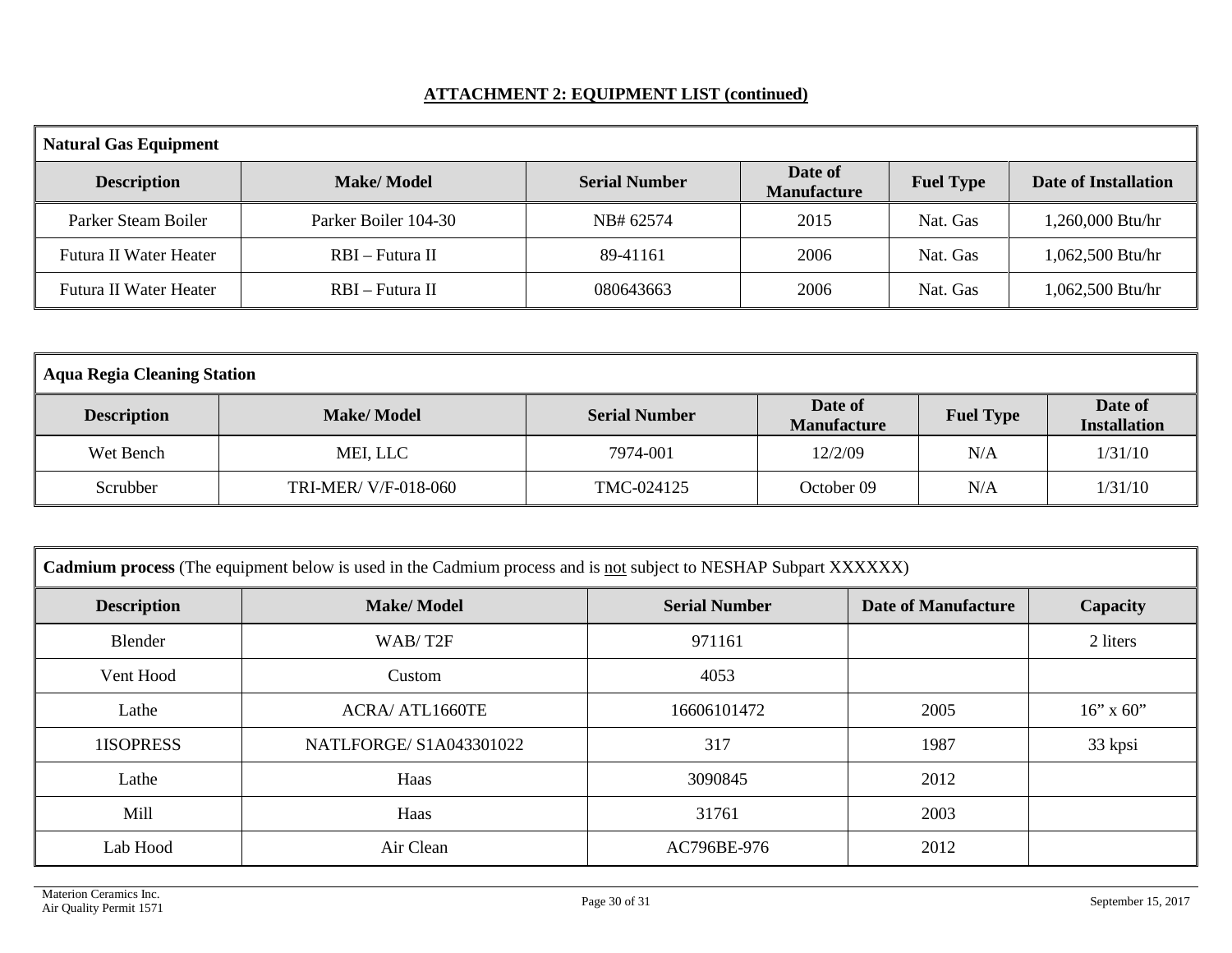## ATTACHMENT 2: EQUIPMENT LIST (continued)

| **Natural Gas Equipment** | | | | | |
|---|---|---|---|---|---|
| **Description** | **Make/ Model** | **Serial Number** | **Date of Manufacture** | **Fuel Type** | **Date of Installation** |
| Parker Steam Boiler | Parker Boiler 104-30 | NB# 62574 | 2015 | Nat. Gas | 1,260,000 Btu/hr |
| Futura II Water Heater | RBI – Futura II | 89-41161 | 2006 | Nat. Gas | 1,062,500 Btu/hr |
| Futura II Water Heater | RBI – Futura II | 080643663 | 2006 | Nat. Gas | 1,062,500 Btu/hr |

| **Aqua Regia Cleaning Station** | | | | | |
|---|---|---|---|---|---|
| **Description** | **Make/ Model** | **Serial Number** | **Date of Manufacture** | **Fuel Type** | **Date of Installation** |
| Wet Bench | MEI, LLC | 7974-001 | 12/2/09 | N/A | 1/31/10 |
| Scrubber | TRI-MER/ V/F-018-060 | TMC-024125 | October 09 | N/A | 1/31/10 |

| **Cadmium process** (The equipment below is used in the Cadmium process and is not subject to NESHAP Subpart XXXXXX) | | | | |
|---|---|---|---|---|
| **Description** | **Make/ Model** | **Serial Number** | **Date of Manufacture** | **Capacity** |
| Blender | WAB/ T2F | 971161 | | 2 liters |
| Vent Hood | Custom | 4053 | | |
| Lathe | ACRA/ ATL1660TE | 16606101472 | 2005 | 16" x 60" |
| 1ISOPRESS | NATLFORGE/ S1A043301022 | 317 | 1987 | 33 kpsi |
| Lathe | Haas | 3090845 | 2012 | |
| Mill | Haas | 31761 | 2003 | |
| Lab Hood | Air Clean | AC796BE-976 | 2012 | |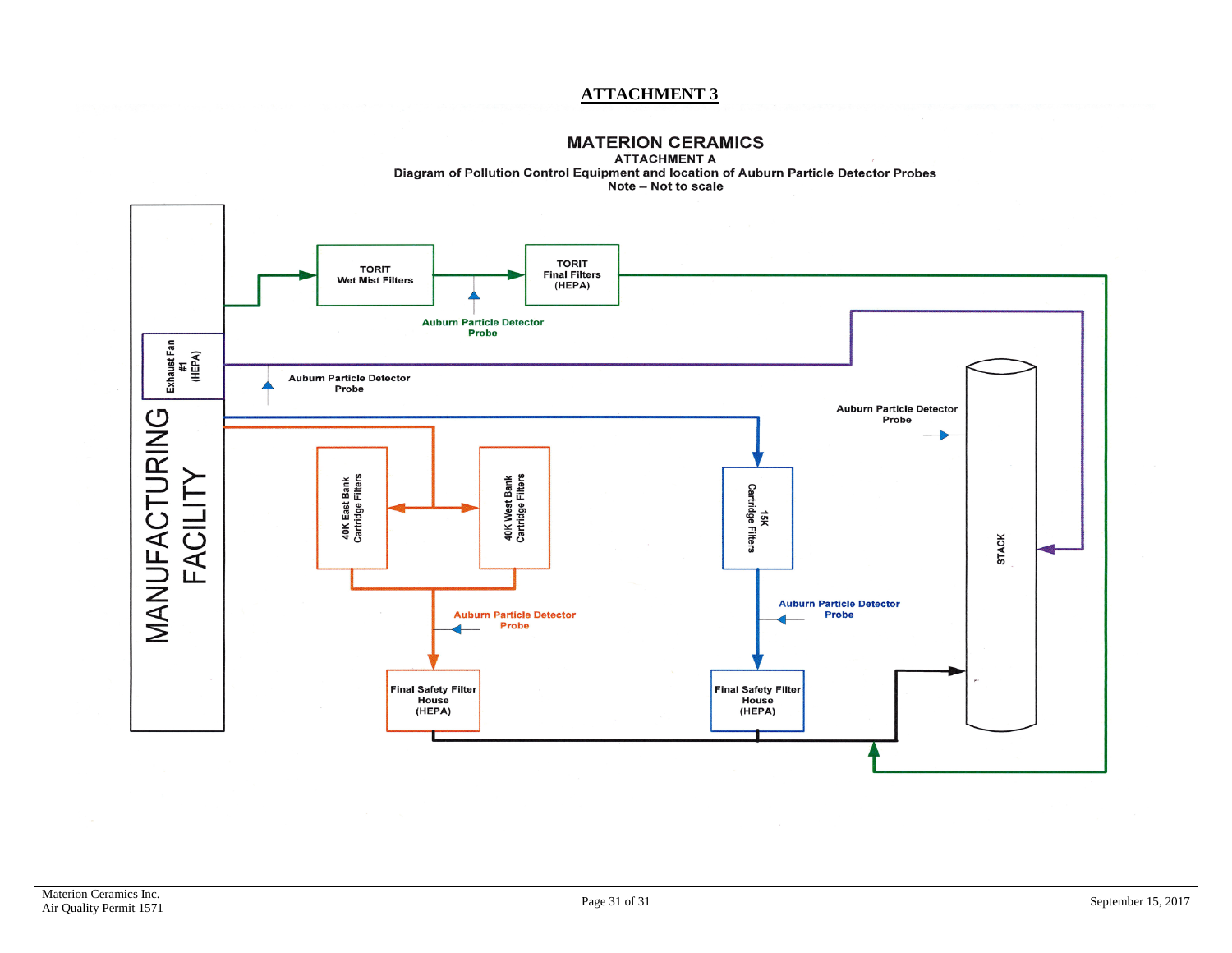# ATTACHMENT 3

## MATERION CERAMICS

ATTACHMENT A

Diagram of Pollution Control Equipment and location of Auburn Particle Detector Probes

Note – Not to scale

MANUFACTURING FACILITY

Exhaust Fan #1 (HEPA)

TORIT Wet Mist Filters

TORIT Final Filters (HEPA)

Auburn Particle Detector Probe

Auburn Particle Detector Probe

Auburn Particle Detector Probe

40K East Bank Cartridge Filters

40K West Bank Cartridge Filters

15K Cartridge Filters

STACK

Auburn Particle Detector Probe

Auburn Particle Detector Probe

Final Safety Filter House (HEPA)

Final Safety Filter House (HEPA)